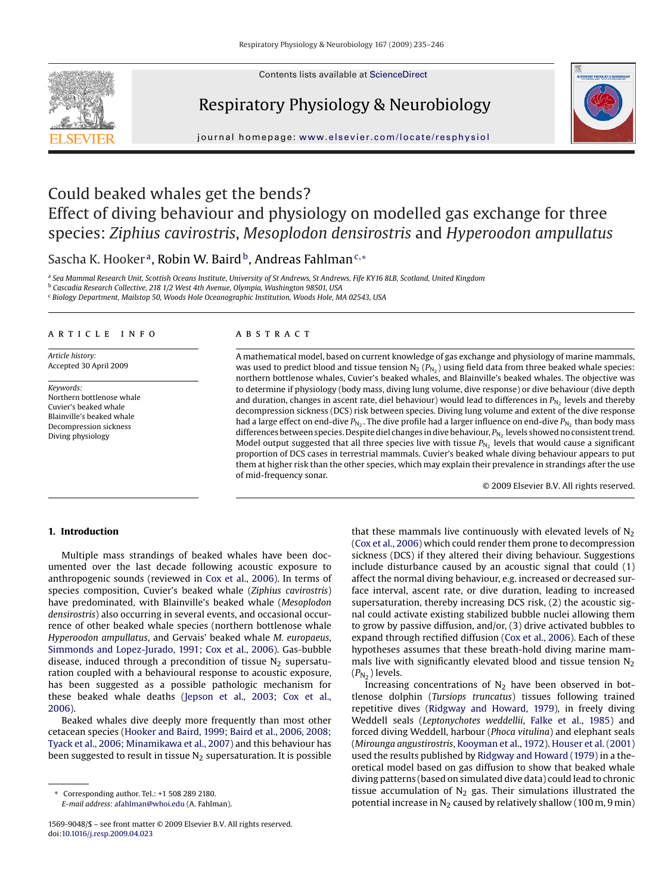Contents lists available at ScienceDirect

# Respiratory Physiology & Neurobiology

journal homepage: www.elsevier.com/locate/resphysiol

# Could beaked whales get the bends? Effect of diving behaviour and physiology on modelled gas exchange for three species: *Ziphius cavirostris*, *Mesoplodon densirostris* and *Hyperoodon ampullatus*

Sascha K. Hooker[a], Robin W. Baird[b], Andreas Fahlman[c,*]

[a] Sea Mammal Research Unit, Scottish Oceans Institute, University of St Andrews, St Andrews, Fife KY16 8LB, Scotland, United Kingdom
[b] Cascadia Research Collective, 218 1/2 West 4th Avenue, Olympia, Washington 98501, USA
[c] Biology Department, Mailstop 50, Woods Hole Oceanographic Institution, Woods Hole, MA 02543, USA

**ARTICLE INFO**

*Article history:*
Accepted 30 April 2009

*Keywords:*
Northern bottlenose whale
Cuvier's beaked whale
Blainville's beaked whale
Decompression sickness
Diving physiology

**ABSTRACT**

A mathematical model, based on current knowledge of gas exchange and physiology of marine mammals, was used to predict blood and tissue tension $N_2$ ($P_{N_2}$) using field data from three beaked whale species: northern bottlenose whales, Cuvier's beaked whales, and Blainville's beaked whales. The objective was to determine if physiology (body mass, diving lung volume, dive response) or dive behaviour (dive depth and duration, changes in ascent rate, diel behaviour) would lead to differences in $P_{N_2}$ levels and thereby decompression sickness (DCS) risk between species. Diving lung volume and extent of the dive response had a large effect on end-dive $P_{N_2}$. The dive profile had a larger influence on end-dive $P_{N_2}$ than body mass differences between species. Despite diel changes in dive behaviour, $P_{N_2}$ levels showed no consistent trend. Model output suggested that all three species live with tissue $P_{N_2}$ levels that would cause a significant proportion of DCS cases in terrestrial mammals. Cuvier's beaked whale diving behaviour appears to put them at higher risk than the other species, which may explain their prevalence in strandings after the use of mid-frequency sonar.

© 2009 Elsevier B.V. All rights reserved.

## 1. Introduction

Multiple mass strandings of beaked whales have been documented over the last decade following acoustic exposure to anthropogenic sounds (reviewed in Cox et al., 2006). In terms of species composition, Cuvier's beaked whale (*Ziphius cavirostris*) have predominated, with Blainville's beaked whale (*Mesoplodon densirostris*) also occurring in several events, and occasional occurrence of other beaked whale species (northern bottlenose whale *Hyperoodon ampullatus*, and Gervais' beaked whale *M. europaeus*, Simmonds and Lopez-Jurado, 1991; Cox et al., 2006). Gas-bubble disease, induced through a precondition of tissue $N_2$ supersaturation coupled with a behavioural response to acoustic exposure, has been suggested as a possible pathologic mechanism for these beaked whale deaths (Jepson et al., 2003; Cox et al., 2006).

Beaked whales dive deeply more frequently than most other cetacean species (Hooker and Baird, 1999; Baird et al., 2006, 2008; Tyack et al., 2006; Minamikawa et al., 2007) and this behaviour has been suggested to result in tissue $N_2$ supersaturation. It is possible that these mammals live continuously with elevated levels of $N_2$ (Cox et al., 2006) which could render them prone to decompression sickness (DCS) if they altered their diving behaviour. Suggestions include disturbance caused by an acoustic signal that could (1) affect the normal diving behaviour, e.g. increased or decreased surface interval, ascent rate, or dive duration, leading to increased supersaturation, thereby increasing DCS risk, (2) the acoustic signal could activate existing stabilized bubble nuclei allowing them to grow by passive diffusion, and/or, (3) drive activated bubbles to expand through rectified diffusion (Cox et al., 2006). Each of these hypotheses assumes that these breath-hold diving marine mammals live with significantly elevated blood and tissue tension $N_2$ ($P_{N_2}$) levels.

Increasing concentrations of $N_2$ have been observed in bottlenose dolphin (*Tursiops truncatus*) tissues following trained repetitive dives (Ridgway and Howard, 1979), in freely diving Weddell seals (*Leptonychotes weddellii*, Falke et al., 1985) and forced diving Weddell, harbour (*Phoca vitulina*) and elephant seals (*Mirounga angustirostris*, Kooyman et al., 1972). Houser et al. (2001) used the results published by Ridgway and Howard (1979) in a theoretical model based on gas diffusion to show that beaked whale diving patterns (based on simulated dive data) could lead to chronic tissue accumulation of $N_2$ gas. Their simulations illustrated the potential increase in $N_2$ caused by relatively shallow (100 m, 9 min)

\* Corresponding author. Tel.: +1 508 289 2180.
*E-mail address:* afahlman@whoi.edu (A. Fahlman).

1569-9048/$ – see front matter © 2009 Elsevier B.V. All rights reserved.
doi:10.1016/j.resp.2009.04.023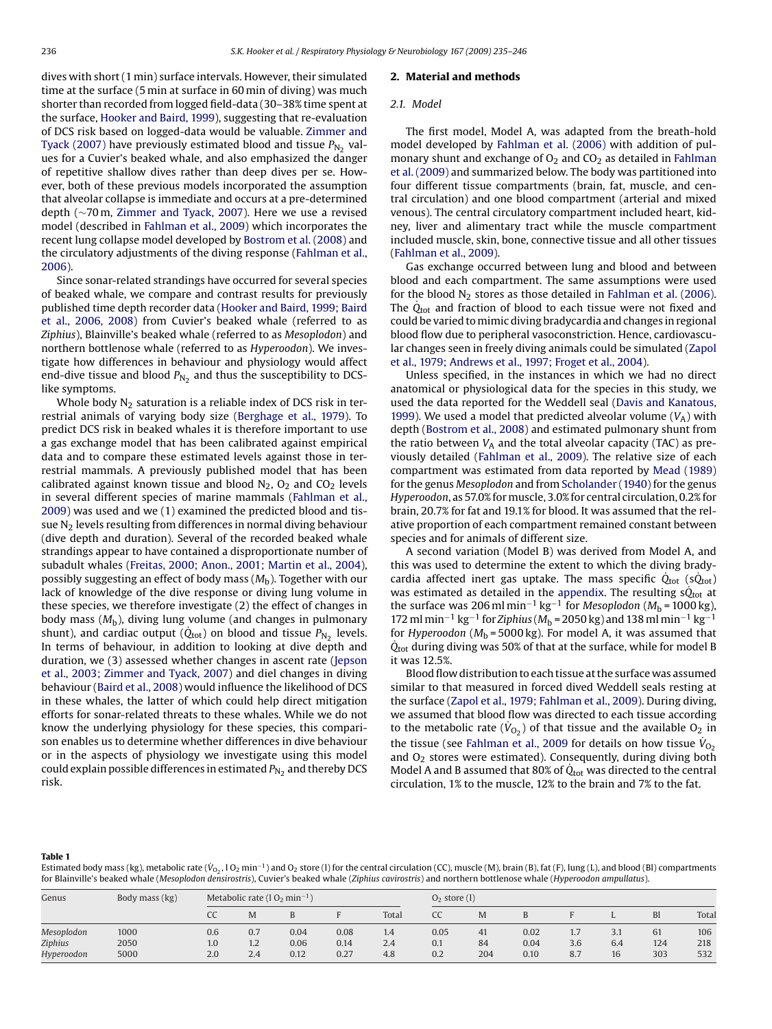dives with short (1 min) surface intervals. However, their simulated time at the surface (5 min at surface in 60 min of diving) was much shorter than recorded from logged field-data (30–38% time spent at the surface, Hooker and Baird, 1999), suggesting that re-evaluation of DCS risk based on logged-data would be valuable. Zimmer and Tyack (2007) have previously estimated blood and tissue $P_{N_2}$ values for a Cuvier's beaked whale, and also emphasized the danger of repetitive shallow dives rather than deep dives per se. However, both of these previous models incorporated the assumption that alveolar collapse is immediate and occurs at a pre-determined depth (~70 m, Zimmer and Tyack, 2007). Here we use a revised model (described in Fahlman et al., 2009) which incorporates the recent lung collapse model developed by Bostrom et al. (2008) and the circulatory adjustments of the diving response (Fahlman et al., 2006).

Since sonar-related strandings have occurred for several species of beaked whale, we compare and contrast results for previously published time depth recorder data (Hooker and Baird, 1999; Baird et al., 2006, 2008) from Cuvier's beaked whale (referred to as *Ziphius*), Blainville's beaked whale (referred to as *Mesoplodon*) and northern bottlenose whale (referred to as *Hyperoodon*). We investigate how differences in behaviour and physiology would affect end-dive tissue and blood $P_{N_2}$ and thus the susceptibility to DCS-like symptoms.

Whole body $N_2$ saturation is a reliable index of DCS risk in terrestrial animals of varying body size (Berghage et al., 1979). To predict DCS risk in beaked whales it is therefore important to use a gas exchange model that has been calibrated against empirical data and to compare these estimated levels against those in terrestrial mammals. A previously published model that has been calibrated against known tissue and blood $N_2$, $O_2$ and $CO_2$ levels in several different species of marine mammals (Fahlman et al., 2009) was used and we (1) examined the predicted blood and tissue $N_2$ levels resulting from differences in normal diving behaviour (dive depth and duration). Several of the recorded beaked whale strandings appear to have contained a disproportionate number of subadult whales (Freitas, 2000; Anon., 2001; Martin et al., 2004), possibly suggesting an effect of body mass ($M_b$). Together with our lack of knowledge of the dive response or diving lung volume in these species, we therefore investigate (2) the effect of changes in body mass ($M_b$), diving lung volume (and changes in pulmonary shunt), and cardiac output ($\dot{Q}_{tot}$) on blood and tissue $P_{N_2}$ levels. In terms of behaviour, in addition to looking at dive depth and duration, we (3) assessed whether changes in ascent rate (Jepson et al., 2003; Zimmer and Tyack, 2007) and diel changes in diving behaviour (Baird et al., 2008) would influence the likelihood of DCS in these whales, the latter of which could help direct mitigation efforts for sonar-related threats to these whales. While we do not know the underlying physiology for these species, this comparison enables us to determine whether differences in dive behaviour or in the aspects of physiology we investigate using this model could explain possible differences in estimated $P_{N_2}$ and thereby DCS risk.

## 2. Material and methods

### 2.1. Model

The first model, Model A, was adapted from the breath-hold model developed by Fahlman et al. (2006) with addition of pulmonary shunt and exchange of $O_2$ and $CO_2$ as detailed in Fahlman et al. (2009) and summarized below. The body was partitioned into four different tissue compartments (brain, fat, muscle, and central circulation) and one blood compartment (arterial and mixed venous). The central circulatory compartment included heart, kidney, liver and alimentary tract while the muscle compartment included muscle, skin, bone, connective tissue and all other tissues (Fahlman et al., 2009).

Gas exchange occurred between lung and blood and between blood and each compartment. The same assumptions were used for the blood $N_2$ stores as those detailed in Fahlman et al. (2006). The $\dot{Q}_{tot}$ and fraction of blood to each tissue were not fixed and could be varied to mimic diving bradycardia and changes in regional blood flow due to peripheral vasoconstriction. Hence, cardiovascular changes seen in freely diving animals could be simulated (Zapol et al., 1979; Andrews et al., 1997; Froget et al., 2004).

Unless specified, in the instances in which we had no direct anatomical or physiological data for the species in this study, we used the data reported for the Weddell seal (Davis and Kanatous, 1999). We used a model that predicted alveolar volume ($V_A$) with depth (Bostrom et al., 2008) and estimated pulmonary shunt from the ratio between $V_A$ and the total alveolar capacity (TAC) as previously detailed (Fahlman et al., 2009). The relative size of each compartment was estimated from data reported by Mead (1989) for the genus *Mesoplodon* and from Scholander (1940) for the genus *Hyperoodon*, as 57.0% for muscle, 3.0% for central circulation, 0.2% for brain, 20.7% for fat and 19.1% for blood. It was assumed that the relative proportion of each compartment remained constant between species and for animals of different size.

A second variation (Model B) was derived from Model A, and this was used to determine the extent to which the diving bradycardia affected inert gas uptake. The mass specific $\dot{Q}_{tot}$ (s$\dot{Q}_{tot}$) was estimated as detailed in the appendix. The resulting s$\dot{Q}_{tot}$ at the surface was 206 ml min$^{-1}$ kg$^{-1}$ for *Mesoplodon* ($M_b$ = 1000 kg), 172 ml min$^{-1}$ kg$^{-1}$ for *Ziphius* ($M_b$ = 2050 kg) and 138 ml min$^{-1}$ kg$^{-1}$ for *Hyperoodon* ($M_b$ = 5000 kg). For model A, it was assumed that $\dot{Q}_{tot}$ during diving was 50% of that at the surface, while for model B it was 12.5%.

Blood flow distribution to each tissue at the surface was assumed similar to that measured in forced dived Weddell seals resting at the surface (Zapol et al., 1979; Fahlman et al., 2009). During diving, we assumed that blood flow was directed to each tissue according to the metabolic rate ($\dot{V}_{O_2}$) of that tissue and the available $O_2$ in the tissue (see Fahlman et al., 2009 for details on how tissue $\dot{V}_{O_2}$ and $O_2$ stores were estimated). Consequently, during diving both Model A and B assumed that 80% of $\dot{Q}_{tot}$ was directed to the central circulation, 1% to the muscle, 12% to the brain and 7% to the fat.

**Table 1**
Estimated body mass (kg), metabolic rate ($\dot{V}_{O_2}$, l $O_2$ min$^{-1}$) and $O_2$ store (l) for the central circulation (CC), muscle (M), brain (B), fat (F), lung (L), and blood (Bl) compartments for Blainville's beaked whale (*Mesoplodon densirostris*), Cuvier's beaked whale (*Ziphius cavirostris*) and northern bottlenose whale (*Hyperoodon ampullatus*).

| Genus | Body mass (kg) | Metabolic rate (l $O_2$ min$^{-1}$) | | | | | $O_2$ store (l) | | | | | | |
|---|---|---|---|---|---|---|---|---|---|---|---|---|---|
| | | CC | M | B | F | Total | CC | M | B | F | L | Bl | Total |
| *Mesoplodon* | 1000 | 0.6 | 0.7 | 0.04 | 0.08 | 1.4 | 0.05 | 41 | 0.02 | 1.7 | 3.1 | 61 | 106 |
| *Ziphius* | 2050 | 1.0 | 1.2 | 0.06 | 0.14 | 2.4 | 0.1 | 84 | 0.04 | 3.6 | 6.4 | 124 | 218 |
| *Hyperoodon* | 5000 | 2.0 | 2.4 | 0.12 | 0.27 | 4.8 | 0.2 | 204 | 0.10 | 8.7 | 16 | 303 | 532 |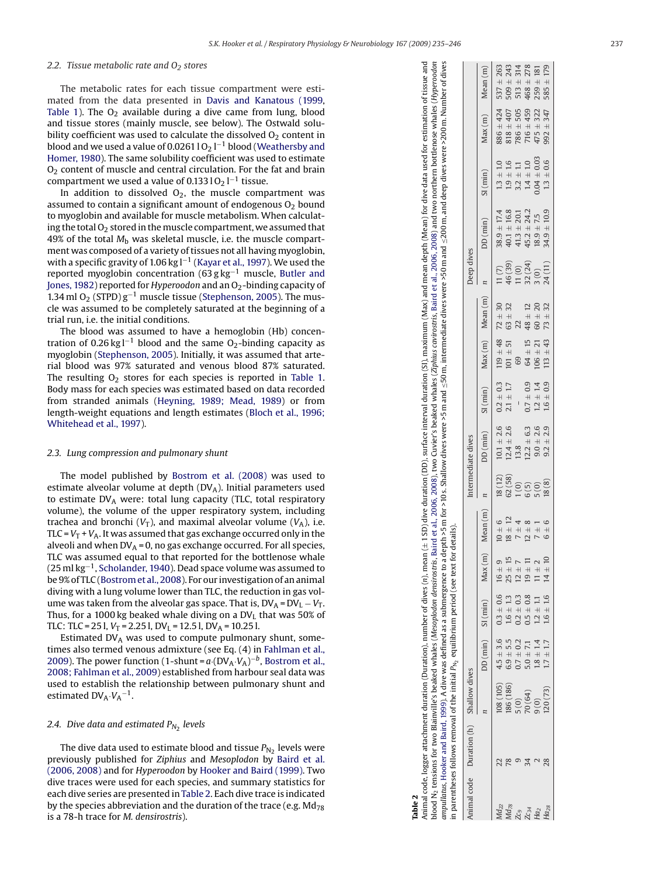### 2.2. Tissue metabolic rate and $O_2$ stores

The metabolic rates for each tissue compartment were estimated from the data presented in Davis and Kanatous (1999, Table 1). The $O_2$ available during a dive came from lung, blood and tissue stores (mainly muscle, see below). The Ostwald solubility coefficient was used to calculate the dissolved $O_2$ content in blood and we used a value of 0.0261 l $O_2$ $l^{-1}$ blood (Weathersby and Homer, 1980). The same solubility coefficient was used to estimate $O_2$ content of muscle and central circulation. For the fat and brain compartment we used a value of 0.133 l $O_2$ $l^{-1}$ tissue.

In addition to dissolved $O_2$, the muscle compartment was assumed to contain a significant amount of endogenous $O_2$ bound to myoglobin and available for muscle metabolism. When calculating the total $O_2$ stored in the muscle compartment, we assumed that 49% of the total $M_b$ was skeletal muscle, i.e. the muscle compartment was composed of a variety of tissues not all having myoglobin, with a specific gravity of 1.06 kg $l^{-1}$ (Kayar et al., 1997). We used the reported myoglobin concentration (63 g $kg^{-1}$ muscle, Butler and Jones, 1982) reported for *Hyperoodon* and an $O_2$-binding capacity of 1.34 ml $O_2$ (STPD) $g^{-1}$ muscle tissue (Stephenson, 2005). The muscle was assumed to be completely saturated at the beginning of a trial run, i.e. the initial conditions.

The blood was assumed to have a hemoglobin (Hb) concentration of 0.26 kg $l^{-1}$ blood and the same $O_2$-binding capacity as myoglobin (Stephenson, 2005). Initially, it was assumed that arterial blood was 97% saturated and venous blood 87% saturated. The resulting $O_2$ stores for each species is reported in Table 1. Body mass for each species was estimated based on data recorded from stranded animals (Heyning, 1989; Mead, 1989) or from length-weight equations and length estimates (Bloch et al., 1996; Whitehead et al., 1997).

### 2.3. Lung compression and pulmonary shunt

The model published by Bostrom et al. (2008) was used to estimate alveolar volume at depth ($DV_A$). Initial parameters used to estimate $DV_A$ were: total lung capacity (TLC, total respiratory volume), the volume of the upper respiratory system, including trachea and bronchi ($V_T$), and maximal alveolar volume ($V_A$), i.e. TLC = $V_T$ + $V_A$. It was assumed that gas exchange occurred only in the alveoli and when $DV_A$ = 0, no gas exchange occurred. For all species, TLC was assumed equal to that reported for the bottlenose whale (25 ml $kg^{-1}$, Scholander, 1940). Dead space volume was assumed to be 9% of TLC (Bostrom et al., 2008). For our investigation of an animal diving with a lung volume lower than TLC, the reduction in gas volume was taken from the alveolar gas space. That is, $DV_A = DV_L - V_T$. Thus, for a 1000 kg beaked whale diving on a $DV_L$ that was 50% of TLC: TLC = 25 l, $V_T$ = 2.25 l, $DV_L$ = 12.5 l, $DV_A$ = 10.25 l.

Estimated $DV_A$ was used to compute pulmonary shunt, sometimes also termed venous admixture (see Eq. (4) in Fahlman et al., 2009). The power function ($1\text{-shunt} = a \cdot (DV_A \cdot V_A)^{-b}$, Bostrom et al., 2008; Fahlman et al., 2009) established from harbour seal data was used to establish the relationship between pulmonary shunt and estimated $DV_A \cdot V_A^{-1}$.

### 2.4. Dive data and estimated $P_{N_2}$ levels

The dive data used to estimate blood and tissue $P_{N_2}$ levels were previously published for *Ziphius* and *Mesoplodon* by Baird et al. (2006, 2008) and for *Hyperoodon* by Hooker and Baird (1999). Two dive traces were used for each species, and summary statistics for each dive series are presented in Table 2. Each dive trace is indicated by the species abbreviation and the duration of the trace (e.g. $Md_{78}$ is a 78-h trace for *M. densirostris*).

**Table 2**
Animal code, logger attachment duration (Duration), number of dives (*n*), mean (± 1 SD) dive duration (DD), surface interval duration (SI), maximum (Max) and mean depth (Mean) for dive data used for estimation of tissue and blood $N_2$ tensions for two Blainville's beaked whales (*Mesoplodon densirostris*, Baird et al., 2006, 2008), two Cuvier's beaked whales (*Ziphius cavirostris*, Baird et al., 2006, 2008) and two northern bottlenose whales (*Hyperoodon ampullatus*, Hooker and Baird, 1999). A dive was defined as a submergence to a depth >5 m for >10 s. Shallow dives were >5 m and ≤50 m, intermediate dives were >50 m and ≤200 m, and deep dives were >200 m. Number of dives in parentheses follows removal of the initial $P_{N_2}$ equilibrium period (see text for details).

| Animal code | Duration (h) | Shallow dives | | | | | Intermediate dives | | | | | Deep dives | | | | |
|---|---|---|---|---|---|---|---|---|---|---|---|---|---|---|---|---|
| | | *n* | DD (min) | SI (min) | Max (m) | Mean (m) | *n* | DD (min) | SI (min) | Max (m) | Mean (m) | *n* | DD (min) | SI (min) | Max (m) | Mean (m) |
| $Md_{22}$ | 22 | 108 (105) | 4.5 ± 3.6 | 0.3 ± 0.6 | 16 ± 9 | 10 ± 6 | 18 (12) | 10.1 ± 2.6 | 0.2 ± 0.3 | 119 ± 48 | 72 ± 30 | 11 (7) | 38.9 ± 17.4 | 1.3 ± 1.0 | 886 ± 424 | 537 ± 263 |
| $Md_{78}$ | 78 | 186 (186) | 6.9 ± 5.5 | 1.6 ± 1.3 | 25 ± 15 | 18 ± 12 | 62 (58) | 12.4 ± 2.6 | 2.1 ± 1.7 | 101 ± 51 | 63 ± 32 | 46 (39) | 40.1 ± 16.8 | 1.9 ± 1.6 | 818 ± 407 | 509 ± 243 |
| $Zc_9$ | 9 | 5 (0) | 0.7 ± 0.2 | 0.2 ± 0.3 | 12 ± 7 | 7 ± 4 | 1 (0) | 13.8 | – | 69 | 22 | 11 (0) | 41.3 ± 20.1 | 3.2 ± 1.1 | 786 ± 505 | 513 ± 314 |
| $Zc_{34}$ | 34 | 70 (64) | 5.0 ± 7.1 | 0.5 ± 0.8 | 19 ± 11 | 12 ± 8 | 6 (5) | 12.2 ± 6.3 | 0.7 ± 0.9 | 64 ± 15 | 48 ± 12 | 32 (24) | 45.2 ± 24.2 | 1.4 ± 1.0 | 716 ± 459 | 468 ± 278 |
| $Ha_2$ | 2 | 9 (0) | 1.8 ± 1.4 | 1.2 ± 1.1 | 11 ± 2 | 7 ± 1 | 5 (0) | 9.0 ± 2.6 | 1.2 ± 1.4 | 106 ± 21 | 60 ± 20 | 3 (0) | 18.9 ± 7.5 | 0.04 ± 0.03 | 475 ± 322 | 259 ± 181 |
| $Ha_{28}$ | 28 | 120 (73) | 1.7 ± 1.7 | 1.6 ± 1.6 | 14 ± 10 | 6 ± 6 | 18 (8) | 9.2 ± 2.9 | 1.6 ± 0.9 | 113 ± 43 | 73 ± 32 | 24 (11) | 34.9 ± 10.9 | 1.3 ± 0.6 | 992 ± 347 | 585 ± 179 |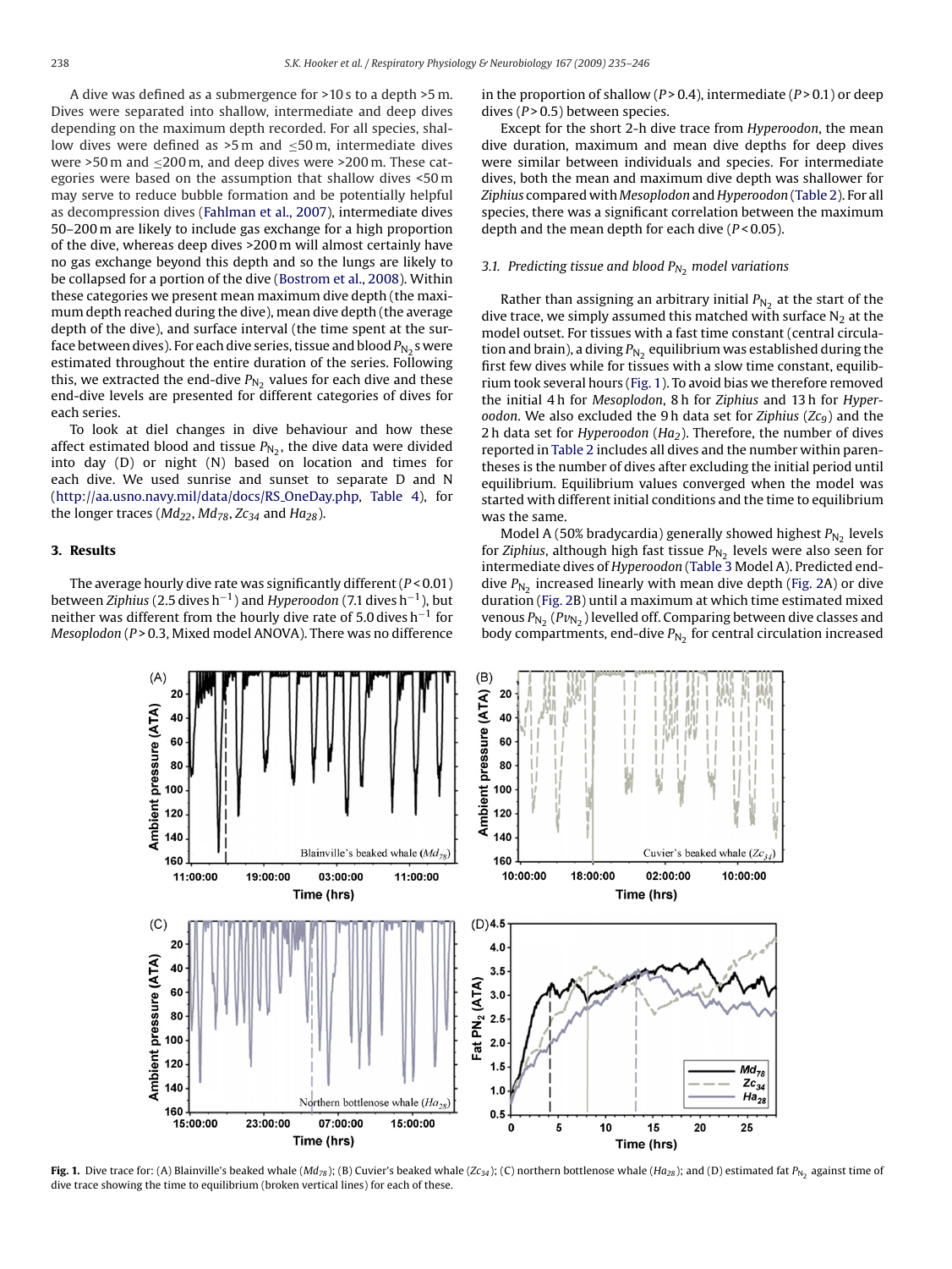A dive was defined as a submergence for >10 s to a depth >5 m. Dives were separated into shallow, intermediate and deep dives depending on the maximum depth recorded. For all species, shallow dives were defined as >5 m and ≤50 m, intermediate dives were >50 m and ≤200 m, and deep dives were >200 m. These categories were based on the assumption that shallow dives <50 m may serve to reduce bubble formation and be potentially helpful as decompression dives (Fahlman et al., 2007), intermediate dives 50–200 m are likely to include gas exchange for a high proportion of the dive, whereas deep dives >200 m will almost certainly have no gas exchange beyond this depth and so the lungs are likely to be collapsed for a portion of the dive (Bostrom et al., 2008). Within these categories we present mean maximum dive depth (the maximum depth reached during the dive), mean dive depth (the average depth of the dive), and surface interval (the time spent at the surface between dives). For each dive series, tissue and blood $P_{N_2}$s were estimated throughout the entire duration of the series. Following this, we extracted the end-dive $P_{N_2}$ values for each dive and these end-dive levels are presented for different categories of dives for each series.

To look at diel changes in dive behaviour and how these affect estimated blood and tissue $P_{N_2}$, the dive data were divided into day (D) or night (N) based on location and times for each dive. We used sunrise and sunset to separate D and N (http://aa.usno.navy.mil/data/docs/RS_OneDay.php, Table 4), for the longer traces ($Md_{22}$, $Md_{78}$, $Zc_{34}$ and $Ha_{28}$).

## 3. Results

The average hourly dive rate was significantly different ($P < 0.01$) between *Ziphius* (2.5 dives $h^{-1}$) and *Hyperoodon* (7.1 dives $h^{-1}$), but neither was different from the hourly dive rate of 5.0 dives $h^{-1}$ for *Mesoplodon* ($P > 0.3$, Mixed model ANOVA). There was no difference in the proportion of shallow ($P > 0.4$), intermediate ($P > 0.1$) or deep dives ($P > 0.5$) between species.

Except for the short 2-h dive trace from *Hyperoodon*, the mean dive duration, maximum and mean dive depths for deep dives were similar between individuals and species. For intermediate dives, both the mean and maximum dive depth was shallower for *Ziphius* compared with *Mesoplodon* and *Hyperoodon* (Table 2). For all species, there was a significant correlation between the maximum depth and the mean depth for each dive ($P < 0.05$).

### 3.1. Predicting tissue and blood $P_{N_2}$ model variations

Rather than assigning an arbitrary initial $P_{N_2}$ at the start of the dive trace, we simply assumed this matched with surface $N_2$ at the model outset. For tissues with a fast time constant (central circulation and brain), a diving $P_{N_2}$ equilibrium was established during the first few dives while for tissues with a slow time constant, equilibrium took several hours (Fig. 1). To avoid bias we therefore removed the initial 4 h for *Mesoplodon*, 8 h for *Ziphius* and 13 h for *Hyperoodon*. We also excluded the 9 h data set for *Ziphius* ($Zc_9$) and the 2 h data set for *Hyperoodon* ($Ha_2$). Therefore, the number of dives reported in Table 2 includes all dives and the number within parentheses is the number of dives after excluding the initial period until equilibrium. Equilibrium values converged when the model was started with different initial conditions and the time to equilibrium was the same.

Model A (50% bradycardia) generally showed highest $P_{N_2}$ levels for *Ziphius*, although high fast tissue $P_{N_2}$ levels were also seen for intermediate dives of *Hyperoodon* (Table 3 Model A). Predicted end-dive $P_{N_2}$ increased linearly with mean dive depth (Fig. 2A) or dive duration (Fig. 2B) until a maximum at which time estimated mixed venous $P_{N_2}$ ($Pv_{N_2}$) levelled off. Comparing between dive classes and body compartments, end-dive $P_{N_2}$ for central circulation increased

**Fig. 1.** Dive trace for: (A) Blainville's beaked whale ($Md_{78}$); (B) Cuvier's beaked whale ($Zc_{34}$); (C) northern bottlenose whale ($Ha_{28}$); and (D) estimated fat $P_{N_2}$ against time of dive trace showing the time to equilibrium (broken vertical lines) for each of these.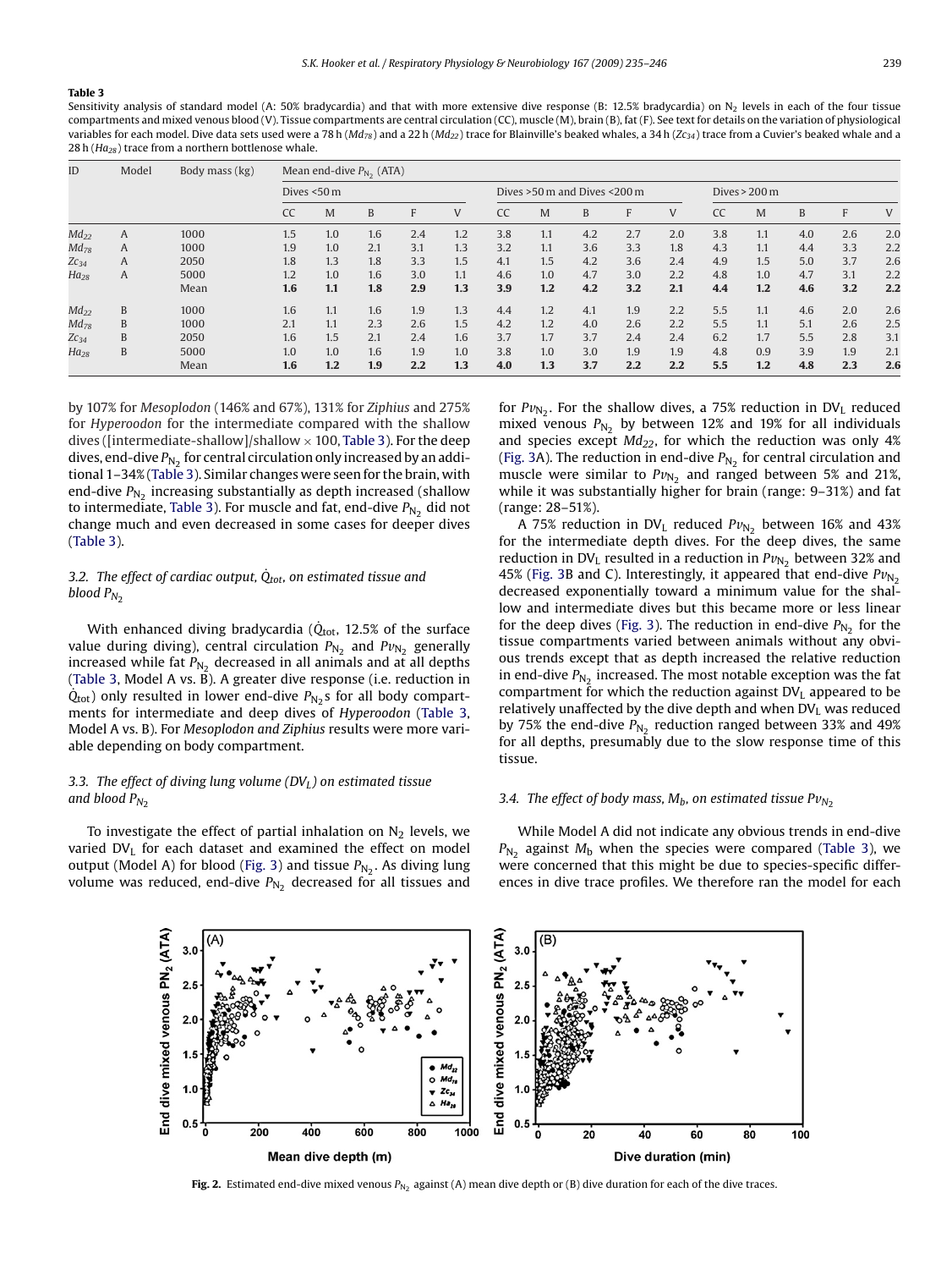**Table 3**

Sensitivity analysis of standard model (A: 50% bradycardia) and that with more extensive dive response (B: 12.5% bradycardia) on $N_2$ levels in each of the four tissue compartments and mixed venous blood (V). Tissue compartments are central circulation (CC), muscle (M), brain (B), fat (F). See text for details on the variation of physiological variables for each model. Dive data sets used were a 78 h ($Md_{78}$) and a 22 h ($Md_{22}$) trace for Blainville's beaked whales, a 34 h ($Zc_{34}$) trace from a Cuvier's beaked whale and a 28 h ($Ha_{28}$) trace from a northern bottlenose whale.

| ID | Model | Body mass (kg) | Mean end-dive $P_{N_2}$ (ATA) | | | | | | | | | | | | | | |
|---|---|---|---|---|---|---|---|---|---|---|---|---|---|---|---|---|---|
| | | | Dives <50 m | | | | | Dives >50 m and Dives <200 m | | | | | Dives > 200 m | | | | |
| | | | CC | M | B | F | V | CC | M | B | F | V | CC | M | B | F | V |
| $Md_{22}$ | A | 1000 | 1.5 | 1.0 | 1.6 | 2.4 | 1.2 | 3.8 | 1.1 | 4.2 | 2.7 | 2.0 | 3.8 | 1.1 | 4.0 | 2.6 | 2.0 |
| $Md_{78}$ | A | 1000 | 1.9 | 1.0 | 2.1 | 3.1 | 1.3 | 3.2 | 1.1 | 3.6 | 3.3 | 1.8 | 4.3 | 1.1 | 4.4 | 3.3 | 2.2 |
| $Zc_{34}$ | A | 2050 | 1.8 | 1.3 | 1.8 | 3.3 | 1.5 | 4.1 | 1.5 | 4.2 | 3.6 | 2.4 | 4.9 | 1.5 | 5.0 | 3.7 | 2.6 |
| $Ha_{28}$ | A | 5000 | 1.2 | 1.0 | 1.6 | 3.0 | 1.1 | 4.6 | 1.0 | 4.7 | 3.0 | 2.2 | 4.8 | 1.0 | 4.7 | 3.1 | 2.2 |
| | | Mean | **1.6** | **1.1** | **1.8** | **2.9** | **1.3** | **3.9** | **1.2** | **4.2** | **3.2** | **2.1** | **4.4** | **1.2** | **4.6** | **3.2** | **2.2** |
| $Md_{22}$ | B | 1000 | 1.6 | 1.1 | 1.6 | 1.9 | 1.3 | 4.4 | 1.2 | 4.1 | 1.9 | 2.2 | 5.5 | 1.1 | 4.6 | 2.0 | 2.6 |
| $Md_{78}$ | B | 1000 | 2.1 | 1.1 | 2.3 | 2.6 | 1.5 | 4.2 | 1.2 | 4.0 | 2.6 | 2.2 | 5.5 | 1.1 | 5.1 | 2.6 | 2.5 |
| $Zc_{34}$ | B | 2050 | 1.6 | 1.5 | 2.1 | 2.4 | 1.6 | 3.7 | 1.7 | 3.7 | 2.4 | 2.4 | 6.2 | 1.7 | 5.5 | 2.8 | 3.1 |
| $Ha_{28}$ | B | 5000 | 1.0 | 1.0 | 1.6 | 1.9 | 1.0 | 3.8 | 1.0 | 3.0 | 1.9 | 1.9 | 4.8 | 0.9 | 3.9 | 1.9 | 2.1 |
| | | Mean | **1.6** | **1.2** | **1.9** | **2.2** | **1.3** | **4.0** | **1.3** | **3.7** | **2.2** | **2.2** | **5.5** | **1.2** | **4.8** | **2.3** | **2.6** |

by 107% for *Mesoplodon* (146% and 67%), 131% for *Ziphius* and 275% for *Hyperoodon* for the intermediate compared with the shallow dives ([intermediate-shallow]/shallow × 100, Table 3). For the deep dives, end-dive $P_{N_2}$ for central circulation only increased by an additional 1–34% (Table 3). Similar changes were seen for the brain, with end-dive $P_{N_2}$ increasing substantially as depth increased (shallow to intermediate, Table 3). For muscle and fat, end-dive $P_{N_2}$ did not change much and even decreased in some cases for deeper dives (Table 3).

### 3.2. The effect of cardiac output, $\dot{Q}_{tot}$, on estimated tissue and blood $P_{N_2}$

With enhanced diving bradycardia ($\dot{Q}_{tot}$, 12.5% of the surface value during diving), central circulation $P_{N_2}$ and $Pv_{N_2}$ generally increased while fat $P_{N_2}$ decreased in all animals and at all depths (Table 3, Model A vs. B). A greater dive response (i.e. reduction in $\dot{Q}_{tot}$) only resulted in lower end-dive $P_{N_2}$s for all body compartments for intermediate and deep dives of *Hyperoodon* (Table 3, Model A vs. B). For *Mesoplodon and Ziphius* results were more variable depending on body compartment.

### 3.3. The effect of diving lung volume ($DV_L$) on estimated tissue and blood $P_{N_2}$

To investigate the effect of partial inhalation on $N_2$ levels, we varied $DV_L$ for each dataset and examined the effect on model output (Model A) for blood (Fig. 3) and tissue $P_{N_2}$. As diving lung volume was reduced, end-dive $P_{N_2}$ decreased for all tissues and for $Pv_{N_2}$. For the shallow dives, a 75% reduction in $DV_L$ reduced mixed venous $P_{N_2}$ by between 12% and 19% for all individuals and species except $Md_{22}$, for which the reduction was only 4% (Fig. 3A). The reduction in end-dive $P_{N_2}$ for central circulation and muscle were similar to $Pv_{N_2}$ and ranged between 5% and 21%, while it was substantially higher for brain (range: 9–31%) and fat (range: 28–51%).

A 75% reduction in $DV_L$ reduced $Pv_{N_2}$ between 16% and 43% for the intermediate depth dives. For the deep dives, the same reduction in $DV_L$ resulted in a reduction in $Pv_{N_2}$ between 32% and 45% (Fig. 3B and C). Interestingly, it appeared that end-dive $Pv_{N_2}$ decreased exponentially toward a minimum value for the shallow and intermediate dives but this became more or less linear for the deep dives (Fig. 3). The reduction in end-dive $P_{N_2}$ for the tissue compartments varied between animals without any obvious trends except that as depth increased the relative reduction in end-dive $P_{N_2}$ increased. The most notable exception was the fat compartment for which the reduction against $DV_L$ appeared to be relatively unaffected by the dive depth and when $DV_L$ was reduced by 75% the end-dive $P_{N_2}$ reduction ranged between 33% and 49% for all depths, presumably due to the slow response time of this tissue.

### 3.4. The effect of body mass, $M_b$, on estimated tissue $Pv_{N_2}$

While Model A did not indicate any obvious trends in end-dive $P_{N_2}$ against $M_b$ when the species were compared (Table 3), we were concerned that this might be due to species-specific differences in dive trace profiles. We therefore ran the model for each

**Fig. 2.** Estimated end-dive mixed venous $P_{N_2}$ against (A) mean dive depth or (B) dive duration for each of the dive traces.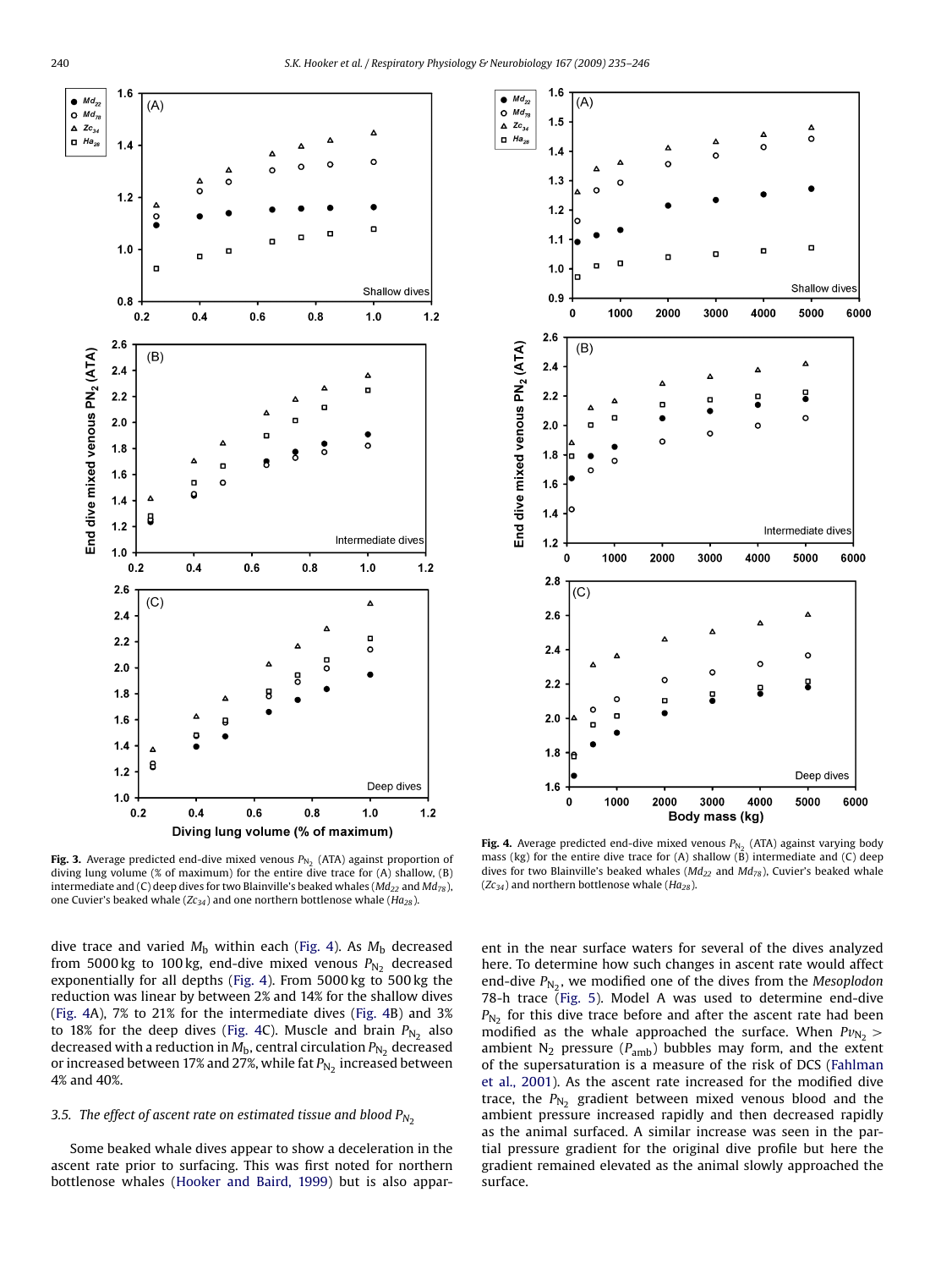**Fig. 3.** Average predicted end-dive mixed venous $P_{N_2}$ (ATA) against proportion of diving lung volume (% of maximum) for the entire dive trace for (A) shallow, (B) intermediate and (C) deep dives for two Blainville's beaked whales ($Md_{22}$ and $Md_{78}$), one Cuvier's beaked whale ($Zc_{34}$) and one northern bottlenose whale ($Ha_{28}$).

**Fig. 4.** Average predicted end-dive mixed venous $P_{N_2}$ (ATA) against varying body mass (kg) for the entire dive trace for (A) shallow (B) intermediate and (C) deep dives for two Blainville's beaked whales ($Md_{22}$ and $Md_{78}$), Cuvier's beaked whale ($Zc_{34}$) and northern bottlenose whale ($Ha_{28}$).

dive trace and varied $M_b$ within each (Fig. 4). As $M_b$ decreased from 5000 kg to 100 kg, end-dive mixed venous $P_{N_2}$ decreased exponentially for all depths (Fig. 4). From 5000 kg to 500 kg the reduction was linear by between 2% and 14% for the shallow dives (Fig. 4A), 7% to 21% for the intermediate dives (Fig. 4B) and 3% to 18% for the deep dives (Fig. 4C). Muscle and brain $P_{N_2}$ also decreased with a reduction in $M_b$, central circulation $P_{N_2}$ decreased or increased between 17% and 27%, while fat $P_{N_2}$ increased between 4% and 40%.

### 3.5. The effect of ascent rate on estimated tissue and blood $P_{N_2}$

Some beaked whale dives appear to show a deceleration in the ascent rate prior to surfacing. This was first noted for northern bottlenose whales (Hooker and Baird, 1999) but is also apparent in the near surface waters for several of the dives analyzed here. To determine how such changes in ascent rate would affect end-dive $P_{N_2}$, we modified one of the dives from the *Mesoplodon* 78-h trace (Fig. 5). Model A was used to determine end-dive $P_{N_2}$ for this dive trace before and after the ascent rate had been modified as the whale approached the surface. When $Pv_{N_2} >$ ambient $N_2$ pressure ($P_{amb}$) bubbles may form, and the extent of the supersaturation is a measure of the risk of DCS (Fahlman et al., 2001). As the ascent rate increased for the modified dive trace, the $P_{N_2}$ gradient between mixed venous blood and the ambient pressure increased rapidly and then decreased rapidly as the animal surfaced. A similar increase was seen in the partial pressure gradient for the original dive profile but here the gradient remained elevated as the animal slowly approached the surface.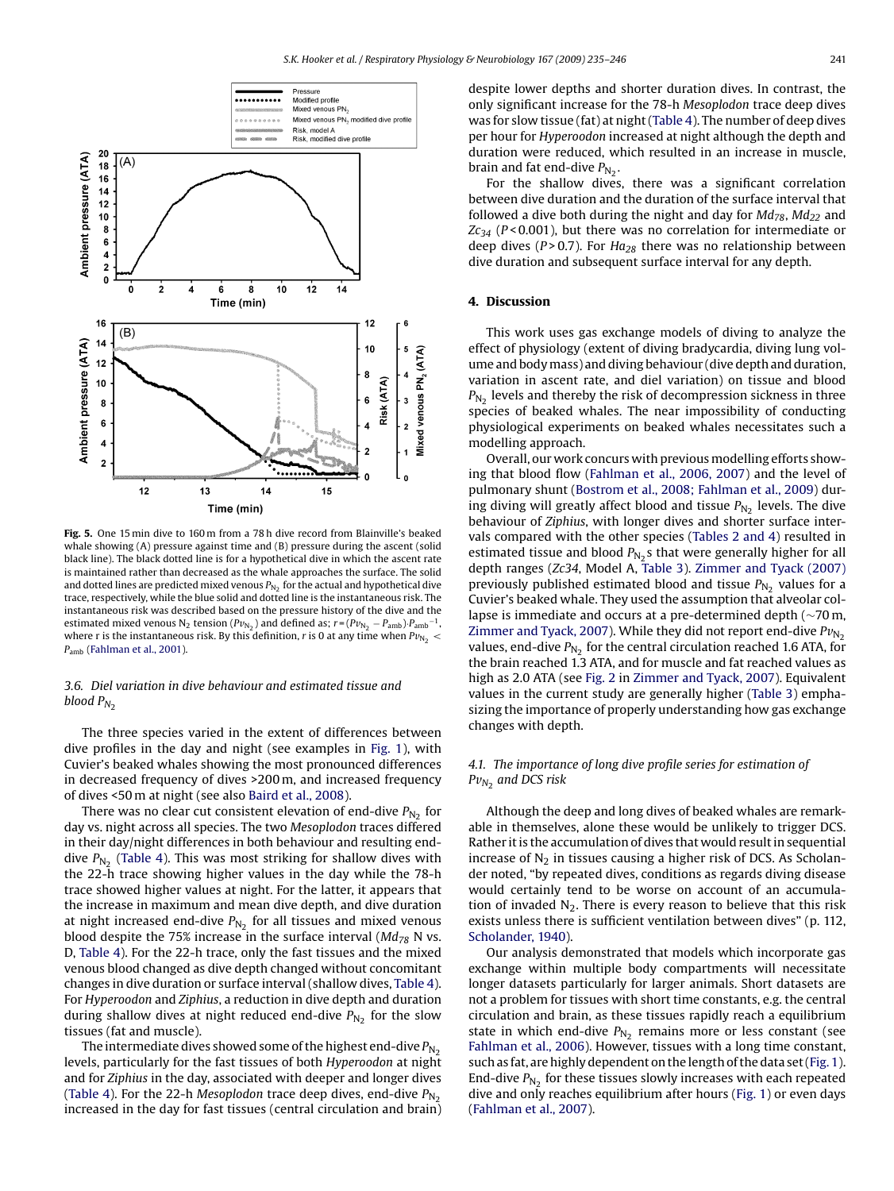**Fig. 5.** One 15 min dive to 160 m from a 78 h dive record from Blainville's beaked whale showing (A) pressure against time and (B) pressure during the ascent (solid black line). The black dotted line is for a hypothetical dive in which the ascent rate is maintained rather than decreased as the whale approaches the surface. The solid and dotted lines are predicted mixed venous $P_{N_2}$ for the actual and hypothetical dive trace, respectively, while the blue solid and dotted line is the instantaneous risk. The instantaneous risk was described based on the pressure history of the dive and the estimated mixed venous $N_2$ tension ($Pv_{N_2}$) and defined as; $r = (Pv_{N_2} - P_{amb}) \cdot P_{amb}^{-1}$, where r is the instantaneous risk. By this definition, $r$ is 0 at any time when $Pv_{N_2} < P_{amb}$ (Fahlman et al., 2001).

### 3.6. Diel variation in dive behaviour and estimated tissue and blood $P_{N_2}$

The three species varied in the extent of differences between dive profiles in the day and night (see examples in Fig. 1), with Cuvier's beaked whales showing the most pronounced differences in decreased frequency of dives >200 m, and increased frequency of dives <50 m at night (see also Baird et al., 2008).

There was no clear cut consistent elevation of end-dive $P_{N_2}$ for day vs. night across all species. The two *Mesoplodon* traces differed in their day/night differences in both behaviour and resulting end-dive $P_{N_2}$ (Table 4). This was most striking for shallow dives with the 22-h trace showing higher values in the day while the 78-h trace showed higher values at night. For the latter, it appears that the increase in maximum and mean dive depth, and dive duration at night increased end-dive $P_{N_2}$ for all tissues and mixed venous blood despite the 75% increase in the surface interval ($Md_{78}$ N vs. D, Table 4). For the 22-h trace, only the fast tissues and the mixed venous blood changed as dive depth changed without concomitant changes in dive duration or surface interval (shallow dives, Table 4). For *Hyperoodon* and *Ziphius*, a reduction in dive depth and duration during shallow dives at night reduced end-dive $P_{N_2}$ for the slow tissues (fat and muscle).

The intermediate dives showed some of the highest end-dive $P_{N_2}$ levels, particularly for the fast tissues of both *Hyperoodon* at night and for *Ziphius* in the day, associated with deeper and longer dives (Table 4). For the 22-h *Mesoplodon* trace deep dives, end-dive $P_{N_2}$ increased in the day for fast tissues (central circulation and brain) despite lower depths and shorter duration dives. In contrast, the only significant increase for the 78-h *Mesoplodon* trace deep dives was for slow tissue (fat) at night (Table 4). The number of deep dives per hour for *Hyperoodon* increased at night although the depth and duration were reduced, which resulted in an increase in muscle, brain and fat end-dive $P_{N_2}$.

For the shallow dives, there was a significant correlation between dive duration and the duration of the surface interval that followed a dive both during the night and day for $Md_{78}$, $Md_{22}$ and $Zc_{34}$ ($P < 0.001$), but there was no correlation for intermediate or deep dives ($P > 0.7$). For $Ha_{28}$ there was no relationship between dive duration and subsequent surface interval for any depth.

## 4. Discussion

This work uses gas exchange models of diving to analyze the effect of physiology (extent of diving bradycardia, diving lung volume and body mass) and diving behaviour (dive depth and duration, variation in ascent rate, and diel variation) on tissue and blood $P_{N_2}$ levels and thereby the risk of decompression sickness in three species of beaked whales. The near impossibility of conducting physiological experiments on beaked whales necessitates such a modelling approach.

Overall, our work concurs with previous modelling efforts showing that blood flow (Fahlman et al., 2006, 2007) and the level of pulmonary shunt (Bostrom et al., 2008; Fahlman et al., 2009) during diving will greatly affect blood and tissue $P_{N_2}$ levels. The dive behaviour of *Ziphius*, with longer dives and shorter surface intervals compared with the other species (Tables 2 and 4) resulted in estimated tissue and blood $P_{N_2}$s that were generally higher for all depth ranges ($Zc34$, Model A, Table 3). Zimmer and Tyack (2007) previously published estimated blood and tissue $P_{N_2}$ values for a Cuvier's beaked whale. They used the assumption that alveolar collapse is immediate and occurs at a pre-determined depth (~70 m, Zimmer and Tyack, 2007). While they did not report end-dive $Pv_{N_2}$ values, end-dive $P_{N_2}$ for the central circulation reached 1.6 ATA, for the brain reached 1.3 ATA, and for muscle and fat reached values as high as 2.0 ATA (see Fig. 2 in Zimmer and Tyack, 2007). Equivalent values in the current study are generally higher (Table 3) emphasizing the importance of properly understanding how gas exchange changes with depth.

### 4.1. The importance of long dive profile series for estimation of $Pv_{N_2}$ and DCS risk

Although the deep and long dives of beaked whales are remarkable in themselves, alone these would be unlikely to trigger DCS. Rather it is the accumulation of dives that would result in sequential increase of $N_2$ in tissues causing a higher risk of DCS. As Scholander noted, "by repeated dives, conditions as regards diving disease would certainly tend to be worse on account of an accumulation of invaded $N_2$. There is every reason to believe that this risk exists unless there is sufficient ventilation between dives" (p. 112, Scholander, 1940).

Our analysis demonstrated that models which incorporate gas exchange within multiple body compartments will necessitate longer datasets particularly for larger animals. Short datasets are not a problem for tissues with short time constants, e.g. the central circulation and brain, as these tissues rapidly reach a equilibrium state in which end-dive $P_{N_2}$ remains more or less constant (see Fahlman et al., 2006). However, tissues with a long time constant, such as fat, are highly dependent on the length of the data set (Fig. 1). End-dive $P_{N_2}$ for these tissues slowly increases with each repeated dive and only reaches equilibrium after hours (Fig. 1) or even days (Fahlman et al., 2007).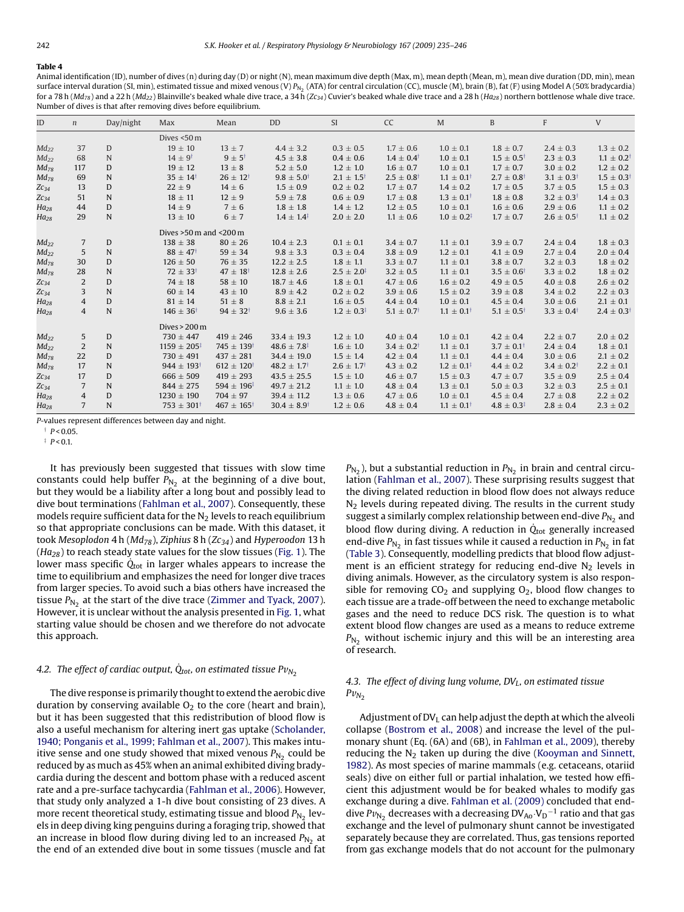**Table 4**

Animal identification (ID), number of dives (n) during day (D) or night (N), mean maximum dive depth (Max, m), mean depth (Mean, m), mean dive duration (DD, min), mean surface interval duration (SI, min), estimated tissue and mixed venous (V) $P_{N_2}$ (ATA) for central circulation (CC), muscle (M), brain (B), fat (F) using Model A (50% bradycardia) for a 78 h ($Md_{78}$) and a 22 h ($Md_{22}$) Blainville's beaked whale dive trace, a 34 h ($Zc_{34}$) Cuvier's beaked whale dive trace and a 28 h ($Ha_{28}$) northern bottlenose whale dive trace. Number of dives is that after removing dives before equilibrium.

| ID | n | Day/night | Max | Mean | DD | SI | CC | M | B | F | V |
|---|---|---|---|---|---|---|---|---|---|---|---|
| | | | Dives <50 m | | | | | | | | |
| $Md_{22}$ | 37 | D | 19 ± 10 | 13 ± 7 | 4.4 ± 3.2 | 0.3 ± 0.5 | 1.7 ± 0.6 | 1.0 ± 0.1 | 1.8 ± 0.7 | 2.4 ± 0.3 | 1.3 ± 0.2 |
| $Md_{22}$ | 68 | N | 14 ± 9† | 9 ± 5† | 4.5 ± 3.8 | 0.4 ± 0.6 | 1.4 ± 0.4† | 1.0 ± 0.1 | 1.5 ± 0.5† | 2.3 ± 0.3 | 1.1 ± 0.2† |
| $Md_{78}$ | 117 | D | 19 ± 12 | 13 ± 8 | 5.2 ± 5.0 | 1.2 ± 1.0 | 1.6 ± 0.7 | 1.0 ± 0.1 | 1.7 ± 0.7 | 3.0 ± 0.2 | 1.2 ± 0.2 |
| $Md_{78}$ | 69 | N | 35 ± 14† | 26 ± 12† | 9.8 ± 5.0† | 2.1 ± 1.5† | 2.5 ± 0.8† | 1.1 ± 0.1† | 2.7 ± 0.8† | 3.1 ± 0.3† | 1.5 ± 0.3† |
| $Zc_{34}$ | 13 | D | 22 ± 9 | 14 ± 6 | 1.5 ± 0.9 | 0.2 ± 0.2 | 1.7 ± 0.7 | 1.4 ± 0.2 | 1.7 ± 0.5 | 3.7 ± 0.5 | 1.5 ± 0.3 |
| $Zc_{34}$ | 51 | N | 18 ± 11 | 12 ± 9 | 5.9 ± 7.8 | 0.6 ± 0.9 | 1.7 ± 0.8 | 1.3 ± 0.1† | 1.8 ± 0.8 | 3.2 ± 0.3† | 1.4 ± 0.3 |
| $Ha_{28}$ | 44 | D | 14 ± 9 | 7 ± 6 | 1.8 ± 1.8 | 1.4 ± 1.2 | 1.2 ± 0.5 | 1.0 ± 0.1 | 1.6 ± 0.6 | 2.9 ± 0.6 | 1.1 ± 0.2 |
| $Ha_{28}$ | 29 | N | 13 ± 10 | 6 ± 7 | 1.4 ± 1.4‡ | 2.0 ± 2.0 | 1.1 ± 0.6 | 1.0 ± 0.2‡ | 1.7 ± 0.7 | 2.6 ± 0.5† | 1.1 ± 0.2 |
| | | | Dives >50 m and <200 m | | | | | | | | |
| $Md_{22}$ | 7 | D | 138 ± 38 | 80 ± 26 | 10.4 ± 2.3 | 0.1 ± 0.1 | 3.4 ± 0.7 | 1.1 ± 0.1 | 3.9 ± 0.7 | 2.4 ± 0.4 | 1.8 ± 0.3 |
| $Md_{22}$ | 5 | N | 88 ± 47† | 59 ± 34 | 9.8 ± 3.3 | 0.3 ± 0.4 | 3.8 ± 0.9 | 1.2 ± 0.1 | 4.1 ± 0.9 | 2.7 ± 0.4 | 2.0 ± 0.4 |
| $Md_{78}$ | 30 | D | 126 ± 50 | 76 ± 35 | 12.2 ± 2.5 | 1.8 ± 1.1 | 3.3 ± 0.7 | 1.1 ± 0.1 | 3.8 ± 0.7 | 3.2 ± 0.3 | 1.8 ± 0.2 |
| $Md_{78}$ | 28 | N | 72 ± 33† | 47 ± 18† | 12.8 ± 2.6 | 2.5 ± 2.0‡ | 3.2 ± 0.5 | 1.1 ± 0.1 | 3.5 ± 0.6† | 3.3 ± 0.2 | 1.8 ± 0.2 |
| $Zc_{34}$ | 2 | D | 74 ± 18 | 58 ± 10 | 18.7 ± 4.6 | 1.8 ± 0.1 | 4.7 ± 0.6 | 1.6 ± 0.2 | 4.9 ± 0.5 | 4.0 ± 0.8 | 2.6 ± 0.2 |
| $Zc_{34}$ | 3 | N | 60 ± 14 | 43 ± 10 | 8.9 ± 4.2 | 0.2 ± 0.2 | 3.9 ± 0.6 | 1.5 ± 0.2 | 3.9 ± 0.8 | 3.4 ± 0.2 | 2.2 ± 0.3 |
| $Ha_{28}$ | 4 | D | 81 ± 14 | 51 ± 8 | 8.8 ± 2.1 | 1.6 ± 0.5 | 4.4 ± 0.4 | 1.0 ± 0.1 | 4.5 ± 0.4 | 3.0 ± 0.6 | 2.1 ± 0.1 |
| $Ha_{28}$ | 4 | N | 146 ± 36† | 94 ± 32† | 9.6 ± 3.6 | 1.2 ± 0.3‡ | 5.1 ± 0.7† | 1.1 ± 0.1† | 5.1 ± 0.5† | 3.3 ± 0.4† | 2.4 ± 0.3† |
| | | | Dives > 200 m | | | | | | | | |
| $Md_{22}$ | 5 | D | 730 ± 447 | 419 ± 246 | 33.4 ± 19.3 | 1.2 ± 1.0 | 4.0 ± 0.4 | 1.0 ± 0.1 | 4.2 ± 0.4 | 2.2 ± 0.7 | 2.0 ± 0.2 |
| $Md_{22}$ | 2 | N | 1159 ± 205† | 745 ± 139† | 48.6 ± 7.8‡ | 1.6 ± 1.0 | 3.4 ± 0.2† | 1.1 ± 0.1 | 3.7 ± 0.1† | 2.4 ± 0.4 | 1.8 ± 0.1 |
| $Md_{78}$ | 22 | D | 730 ± 491 | 437 ± 281 | 34.4 ± 19.0 | 1.5 ± 1.4 | 4.2 ± 0.4 | 1.1 ± 0.1 | 4.4 ± 0.4 | 3.0 ± 0.6 | 2.1 ± 0.2 |
| $Md_{78}$ | 17 | N | 944 ± 193† | 612 ± 120† | 48.2 ± 1.7† | 2.6 ± 1.7† | 4.3 ± 0.2 | 1.2 ± 0.1‡ | 4.4 ± 0.2 | 3.4 ± 0.2† | 2.2 ± 0.1 |
| $Zc_{34}$ | 17 | D | 666 ± 509 | 419 ± 293 | 43.5 ± 25.5 | 1.5 ± 1.0 | 4.6 ± 0.7 | 1.5 ± 0.3 | 4.7 ± 0.7 | 3.5 ± 0.9 | 2.5 ± 0.4 |
| $Zc_{34}$ | 7 | N | 844 ± 275 | 594 ± 196† | 49.7 ± 21.2 | 1.1 ± 1.0 | 4.8 ± 0.4 | 1.3 ± 0.1 | 5.0 ± 0.3 | 3.2 ± 0.3 | 2.5 ± 0.1 |
| $Ha_{28}$ | 4 | D | 1230 ± 190 | 704 ± 97 | 39.4 ± 11.2 | 1.3 ± 0.6 | 4.7 ± 0.6 | 1.0 ± 0.1 | 4.5 ± 0.4 | 2.7 ± 0.8 | 2.2 ± 0.2 |
| $Ha_{28}$ | 7 | N | 753 ± 301† | 467 ± 165† | 30.4 ± 8.9† | 1.2 ± 0.6 | 4.8 ± 0.4 | 1.1 ± 0.1† | 4.8 ± 0.3† | 2.8 ± 0.4 | 2.3 ± 0.2 |

P-values represent differences between day and night.

† $P < 0.05$.

‡ $P < 0.1$.

It has previously been suggested that tissues with slow time constants could help buffer $P_{N_2}$ at the beginning of a dive bout, but they would be a liability after a long bout and possibly lead to dive bout terminations (Fahlman et al., 2007). Consequently, these models require sufficient data for the $N_2$ levels to reach equilibrium so that appropriate conclusions can be made. With this dataset, it took *Mesoplodon* 4 h ($Md_{78}$), *Ziphius* 8 h ($Zc_{34}$) and *Hyperoodon* 13 h ($Ha_{28}$) to reach steady state values for the slow tissues (Fig. 1). The lower mass specific $\dot{Q}_{tot}$ in larger whales appears to increase the time to equilibrium and emphasizes the need for longer dive traces from larger species. To avoid such a bias others have increased the tissue $P_{N_2}$ at the start of the dive trace (Zimmer and Tyack, 2007). However, it is unclear without the analysis presented in Fig. 1, what starting value should be chosen and we therefore do not advocate this approach.

### 4.2. The effect of cardiac output, $\dot{Q}_{tot}$, on estimated tissue $Pv_{N_2}$

The dive response is primarily thought to extend the aerobic dive duration by conserving available $O_2$ to the core (heart and brain), but it has been suggested that this redistribution of blood flow is also a useful mechanism for altering inert gas uptake (Scholander, 1940; Ponganis et al., 1999; Fahlman et al., 2007). This makes intuitive sense and one study showed that mixed venous $P_{N_2}$ could be reduced by as much as 45% when an animal exhibited diving bradycardia during the descent and bottom phase with a reduced ascent rate and a pre-surface tachycardia (Fahlman et al., 2006). However, that study only analyzed a 1-h dive bout consisting of 23 dives. A more recent theoretical study, estimating tissue and blood $P_{N_2}$ levels in deep diving king penguins during a foraging trip, showed that an increase in blood flow during diving led to an increased $P_{N_2}$ at the end of an extended dive bout in some tissues (muscle and fat $P_{N_2}$), but a substantial reduction in $P_{N_2}$ in brain and central circulation (Fahlman et al., 2007). These surprising results suggest that the diving related reduction in blood flow does not always reduce $N_2$ levels during repeated diving. The results in the current study suggest a similarly complex relationship between end-dive $P_{N_2}$ and blood flow during diving. A reduction in $\dot{Q}_{tot}$ generally increased end-dive $P_{N_2}$ in fast tissues while it caused a reduction in $P_{N_2}$ in fat (Table 3). Consequently, modelling predicts that blood flow adjustment is an efficient strategy for reducing end-dive $N_2$ levels in diving animals. However, as the circulatory system is also responsible for removing $CO_2$ and supplying $O_2$, blood flow changes to each tissue are a trade-off between the need to exchange metabolic gases and the need to reduce DCS risk. The question is to what extent blood flow changes are used as a means to reduce extreme $P_{N_2}$ without ischemic injury and this will be an interesting area of research.

### 4.3. The effect of diving lung volume, $DV_L$, on estimated tissue $Pv_{N_2}$

Adjustment of $DV_L$ can help adjust the depth at which the alveoli collapse (Bostrom et al., 2008) and increase the level of the pulmonary shunt (Eq. (6A) and (6B), in Fahlman et al., 2009), thereby reducing the $N_2$ taken up during the dive (Kooyman and Sinnett, 1982). As most species of marine mammals (e.g. cetaceans, otariid seals) dive on either full or partial inhalation, we tested how efficient this adjustment would be for beaked whales to modify gas exchange during a dive. Fahlman et al. (2009) concluded that end-dive $Pv_{N_2}$ decreases with a decreasing $DV_{Ao} \cdot V_D^{-1}$ ratio and that gas exchange and the level of pulmonary shunt cannot be investigated separately because they are correlated. Thus, gas tensions reported from gas exchange models that do not account for the pulmonary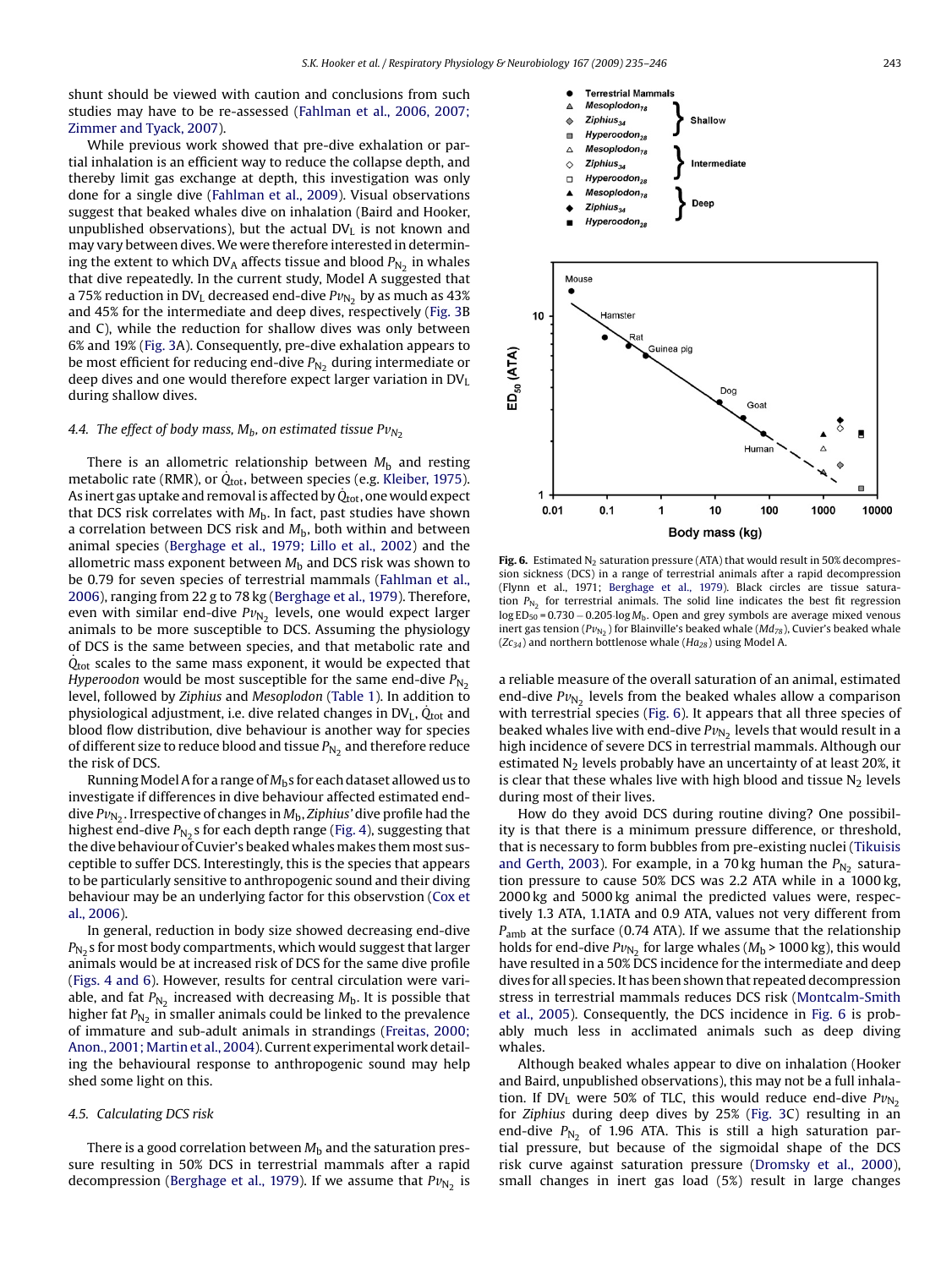shunt should be viewed with caution and conclusions from such studies may have to be re-assessed (Fahlman et al., 2006, 2007; Zimmer and Tyack, 2007).

While previous work showed that pre-dive exhalation or partial inhalation is an efficient way to reduce the collapse depth, and thereby limit gas exchange at depth, this investigation was only done for a single dive (Fahlman et al., 2009). Visual observations suggest that beaked whales dive on inhalation (Baird and Hooker, unpublished observations), but the actual $DV_L$ is not known and may vary between dives. We were therefore interested in determining the extent to which $DV_A$ affects tissue and blood $P_{N_2}$ in whales that dive repeatedly. In the current study, Model A suggested that a 75% reduction in $DV_L$ decreased end-dive $Pv_{N_2}$ by as much as 43% and 45% for the intermediate and deep dives, respectively (Fig. 3B and C), while the reduction for shallow dives was only between 6% and 19% (Fig. 3A). Consequently, pre-dive exhalation appears to be most efficient for reducing end-dive $P_{N_2}$ during intermediate or deep dives and one would therefore expect larger variation in $DV_L$ during shallow dives.

### 4.4. The effect of body mass, $M_b$, on estimated tissue $Pv_{N_2}$

There is an allometric relationship between $M_b$ and resting metabolic rate (RMR), or $\dot{Q}_{tot}$, between species (e.g. Kleiber, 1975). As inert gas uptake and removal is affected by $\dot{Q}_{tot}$, one would expect that DCS risk correlates with $M_b$. In fact, past studies have shown a correlation between DCS risk and $M_b$, both within and between animal species (Berghage et al., 1979; Lillo et al., 2002) and the allometric mass exponent between $M_b$ and DCS risk was shown to be 0.79 for seven species of terrestrial mammals (Fahlman et al., 2006), ranging from 22 g to 78 kg (Berghage et al., 1979). Therefore, even with similar end-dive $Pv_{N_2}$ levels, one would expect larger animals to be more susceptible to DCS. Assuming the physiology of DCS is the same between species, and that metabolic rate and $\dot{Q}_{tot}$ scales to the same mass exponent, it would be expected that *Hyperoodon* would be most susceptible for the same end-dive $P_{N_2}$ level, followed by *Ziphius* and *Mesoplodon* (Table 1). In addition to physiological adjustment, i.e. dive related changes in $DV_L$, $\dot{Q}_{tot}$ and blood flow distribution, dive behaviour is another way for species of different size to reduce blood and tissue $P_{N_2}$ and therefore reduce the risk of DCS.

Running Model A for a range of $M_b$s for each dataset allowed us to investigate if differences in dive behaviour affected estimated end-dive $Pv_{N_2}$. Irrespective of changes in $M_b$, *Ziphius*' dive profile had the highest end-dive $P_{N_2}$s for each depth range (Fig. 4), suggesting that the dive behaviour of Cuvier's beaked whales makes them most susceptible to suffer DCS. Interestingly, this is the species that appears to be particularly sensitive to anthropogenic sound and their diving behaviour may be an underlying factor for this observstion (Cox et al., 2006).

In general, reduction in body size showed decreasing end-dive $P_{N_2}$s for most body compartments, which would suggest that larger animals would be at increased risk of DCS for the same dive profile (Figs. 4 and 6). However, results for central circulation were variable, and fat $P_{N_2}$ increased with decreasing $M_b$. It is possible that higher fat $P_{N_2}$ in smaller animals could be linked to the prevalence of immature and sub-adult animals in strandings (Freitas, 2000; Anon., 2001; Martin et al., 2004). Current experimental work detailing the behavioural response to anthropogenic sound may help shed some light on this.

### 4.5. Calculating DCS risk

There is a good correlation between $M_b$ and the saturation pressure resulting in 50% DCS in terrestrial mammals after a rapid decompression (Berghage et al., 1979). If we assume that $Pv_{N_2}$ is a reliable measure of the overall saturation of an animal, estimated end-dive $Pv_{N_2}$ levels from the beaked whales allow a comparison with terrestrial species (Fig. 6). It appears that all three species of beaked whales live with end-dive $Pv_{N_2}$ levels that would result in a high incidence of severe DCS in terrestrial mammals. Although our estimated $N_2$ levels probably have an uncertainty of at least 20%, it is clear that these whales live with high blood and tissue $N_2$ levels during most of their lives.

Fig. 6. Estimated $N_2$ saturation pressure (ATA) that would result in 50% decompression sickness (DCS) in a range of terrestrial animals after a rapid decompression (Flynn et al., 1971; Berghage et al., 1979). Black circles are tissue saturation $P_{N_2}$ for terrestrial animals. The solid line indicates the best fit regression $\log ED_{50} = 0.730 - 0.205 \cdot \log M_b$. Open and grey symbols are average mixed venous inert gas tension ($Pv_{N_2}$) for Blainville's beaked whale ($Md_{78}$), Cuvier's beaked whale ($Zc_{34}$) and northern bottlenose whale ($Ha_{28}$) using Model A.

How do they avoid DCS during routine diving? One possibility is that there is a minimum pressure difference, or threshold, that is necessary to form bubbles from pre-existing nuclei (Tikuisis and Gerth, 2003). For example, in a 70 kg human the $P_{N_2}$ saturation pressure to cause 50% DCS was 2.2 ATA while in a 1000 kg, 2000 kg and 5000 kg animal the predicted values were, respectively 1.3 ATA, 1.1ATA and 0.9 ATA, values not very different from $P_{amb}$ at the surface (0.74 ATA). If we assume that the relationship holds for end-dive $Pv_{N_2}$ for large whales ($M_b$ > 1000 kg), this would have resulted in a 50% DCS incidence for the intermediate and deep dives for all species. It has been shown that repeated decompression stress in terrestrial mammals reduces DCS risk (Montcalm-Smith et al., 2005). Consequently, the DCS incidence in Fig. 6 is probably much less in acclimated animals such as deep diving whales.

Although beaked whales appear to dive on inhalation (Hooker and Baird, unpublished observations), this may not be a full inhalation. If $DV_L$ were 50% of TLC, this would reduce end-dive $Pv_{N_2}$ for *Ziphius* during deep dives by 25% (Fig. 3C) resulting in an end-dive $P_{N_2}$ of 1.96 ATA. This is still a high saturation partial pressure, but because of the sigmoidal shape of the DCS risk curve against saturation pressure (Dromsky et al., 2000), small changes in inert gas load (5%) result in large changes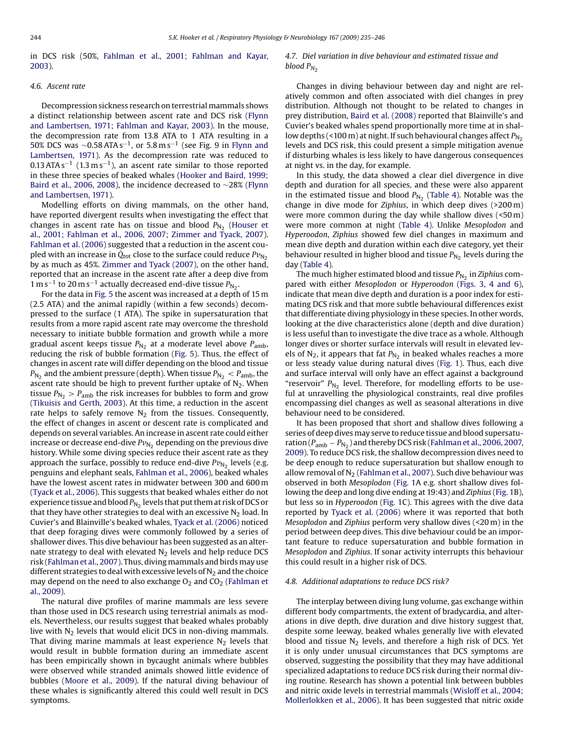in DCS risk (50%, Fahlman et al., 2001; Fahlman and Kayar, 2003).

### 4.6. Ascent rate

Decompression sickness research on terrestrial mammals shows a distinct relationship between ascent rate and DCS risk (Flynn and Lambertsen, 1971; Fahlman and Kayar, 2003). In the mouse, the decompression rate from 13.8 ATA to 1 ATA resulting in a 50% DCS was ~0.58 ATA $s^{-1}$, or 5.8 m $s^{-1}$ (see Fig. 9 in Flynn and Lambertsen, 1971). As the decompression rate was reduced to 0.13 ATA $s^{-1}$ (1.3 m $s^{-1}$), an ascent rate similar to those reported in these three species of beaked whales (Hooker and Baird, 1999; Baird et al., 2006, 2008), the incidence decreased to ~28% (Flynn and Lambertsen, 1971).

Modelling efforts on diving mammals, on the other hand, have reported divergent results when investigating the effect that changes in ascent rate has on tissue and blood $P_{N_2}$ (Houser et al., 2001; Fahlman et al., 2006, 2007; Zimmer and Tyack, 2007). Fahlman et al. (2006) suggested that a reduction in the ascent coupled with an increase in $\dot{Q}_{tot}$ close to the surface could reduce $Pv_{N_2}$ by as much as 45%. Zimmer and Tyack (2007), on the other hand, reported that an increase in the ascent rate after a deep dive from 1 m $s^{-1}$ to 20 m $s^{-1}$ actually decreased end-dive tissue $P_{N_2}$.

For the data in Fig. 5 the ascent was increased at a depth of 15 m (2.5 ATA) and the animal rapidly (within a few seconds) decompressed to the surface (1 ATA). The spike in supersaturation that results from a more rapid ascent rate may overcome the threshold necessary to initiate bubble formation and growth while a more gradual ascent keeps tissue $P_{N_2}$ at a moderate level above $P_{amb}$, reducing the risk of bubble formation (Fig. 5). Thus, the effect of changes in ascent rate will differ depending on the blood and tissue $P_{N_2}$ and the ambient pressure (depth). When tissue $P_{N_2} < P_{amb}$, the ascent rate should be high to prevent further uptake of $N_2$. When tissue $P_{N_2} > P_{amb}$ the risk increases for bubbles to form and grow (Tikuisis and Gerth, 2003). At this time, a reduction in the ascent rate helps to safely remove $N_2$ from the tissues. Consequently, the effect of changes in ascent or descent rate is complicated and depends on several variables. An increase in ascent rate could either increase or decrease end-dive $Pv_{N_2}$ depending on the previous dive history. While some diving species reduce their ascent rate as they approach the surface, possibly to reduce end-dive $Pv_{N_2}$ levels (e.g. penguins and elephant seals, Fahlman et al., 2006), beaked whales have the lowest ascent rates in midwater between 300 and 600 m (Tyack et al., 2006). This suggests that beaked whales either do not experience tissue and blood $P_{N_2}$ levels that put them at risk of DCS or that they have other strategies to deal with an excessive $N_2$ load. In Cuvier's and Blainville's beaked whales, Tyack et al. (2006) noticed that deep foraging dives were commonly followed by a series of shallower dives. This dive behaviour has been suggested as an alternate strategy to deal with elevated $N_2$ levels and help reduce DCS risk (Fahlman et al., 2007). Thus, diving mammals and birds may use different strategies to deal with excessive levels of $N_2$ and the choice may depend on the need to also exchange $O_2$ and $CO_2$ (Fahlman et al., 2009).

The natural dive profiles of marine mammals are less severe than those used in DCS research using terrestrial animals as models. Nevertheless, our results suggest that beaked whales probably live with $N_2$ levels that would elicit DCS in non-diving mammals. That diving marine mammals at least experience $N_2$ levels that would result in bubble formation during an immediate ascent has been empirically shown in bycaught animals where bubbles were observed while stranded animals showed little evidence of bubbles (Moore et al., 2009). If the natural diving behaviour of these whales is significantly altered this could well result in DCS symptoms.

### 4.7. Diel variation in dive behaviour and estimated tissue and blood $P_{N_2}$

Changes in diving behaviour between day and night are relatively common and often associated with diel changes in prey distribution. Although not thought to be related to changes in prey distribution, Baird et al. (2008) reported that Blainville's and Cuvier's beaked whales spend proportionally more time at in shallow depths (<100 m) at night. If such behavioural changes affect $P_{N_2}$ levels and DCS risk, this could present a simple mitigation avenue if disturbing whales is less likely to have dangerous consequences at night vs. in the day, for example.

In this study, the data showed a clear diel divergence in dive depth and duration for all species, and these were also apparent in the estimated tissue and blood $P_{N_2}$ (Table 4). Notable was the change in dive mode for *Ziphius*, in which deep dives (>200 m) were more common during the day while shallow dives (<50 m) were more common at night (Table 4). Unlike *Mesoplodon* and *Hyperoodon*, *Ziphius* showed few diel changes in maximum and mean dive depth and duration within each dive category, yet their behaviour resulted in higher blood and tissue $P_{N_2}$ levels during the day (Table 4).

The much higher estimated blood and tissue $P_{N_2}$ in *Ziphius* compared with either *Mesoplodon* or *Hyperoodon* (Figs. 3, 4 and 6), indicate that mean dive depth and duration is a poor index for estimating DCS risk and that more subtle behavioural differences exist that differentiate diving physiology in these species. In other words, looking at the dive characteristics alone (depth and dive duration) is less useful than to investigate the dive trace as a whole. Although longer dives or shorter surface intervals will result in elevated levels of $N_2$, it appears that fat $P_{N_2}$ in beaked whales reaches a more or less steady value during natural dives (Fig. 1). Thus, each dive and surface interval will only have an effect against a background "reservoir" $P_{N_2}$ level. Therefore, for modelling efforts to be useful at unravelling the physiological constraints, real dive profiles encompassing diel changes as well as seasonal alterations in dive behaviour need to be considered.

It has been proposed that short and shallow dives following a series of deep dives may serve to reduce tissue and blood supersaturation ($P_{amb} - P_{N_2}$) and thereby DCS risk (Fahlman et al., 2006, 2007, 2009). To reduce DCS risk, the shallow decompression dives need to be deep enough to reduce supersaturation but shallow enough to allow removal of $N_2$ (Fahlman et al., 2007). Such dive behaviour was observed in both *Mesoplodon* (Fig. 1A e.g. short shallow dives following the deep and long dive ending at 19:43) and *Ziphius* (Fig. 1B), but less so in *Hyperoodon* (Fig. 1C). This agrees with the dive data reported by Tyack et al. (2006) where it was reported that both *Mesoplodon* and *Ziphius* perform very shallow dives (<20 m) in the period between deep dives. This dive behaviour could be an important feature to reduce supersaturation and bubble formation in *Mesoplodon* and *Ziphius*. If sonar activity interrupts this behaviour this could result in a higher risk of DCS.

### 4.8. Additional adaptations to reduce DCS risk?

The interplay between diving lung volume, gas exchange within different body compartments, the extent of bradycardia, and alterations in dive depth, dive duration and dive history suggest that, despite some leeway, beaked whales generally live with elevated blood and tissue $N_2$ levels, and therefore a high risk of DCS. Yet it is only under unusual circumstances that DCS symptoms are observed, suggesting the possibility that they may have additional specialized adaptations to reduce DCS risk during their normal diving routine. Research has shown a potential link between bubbles and nitric oxide levels in terrestrial mammals (Wisloff et al., 2004; Mollerlokken et al., 2006). It has been suggested that nitric oxide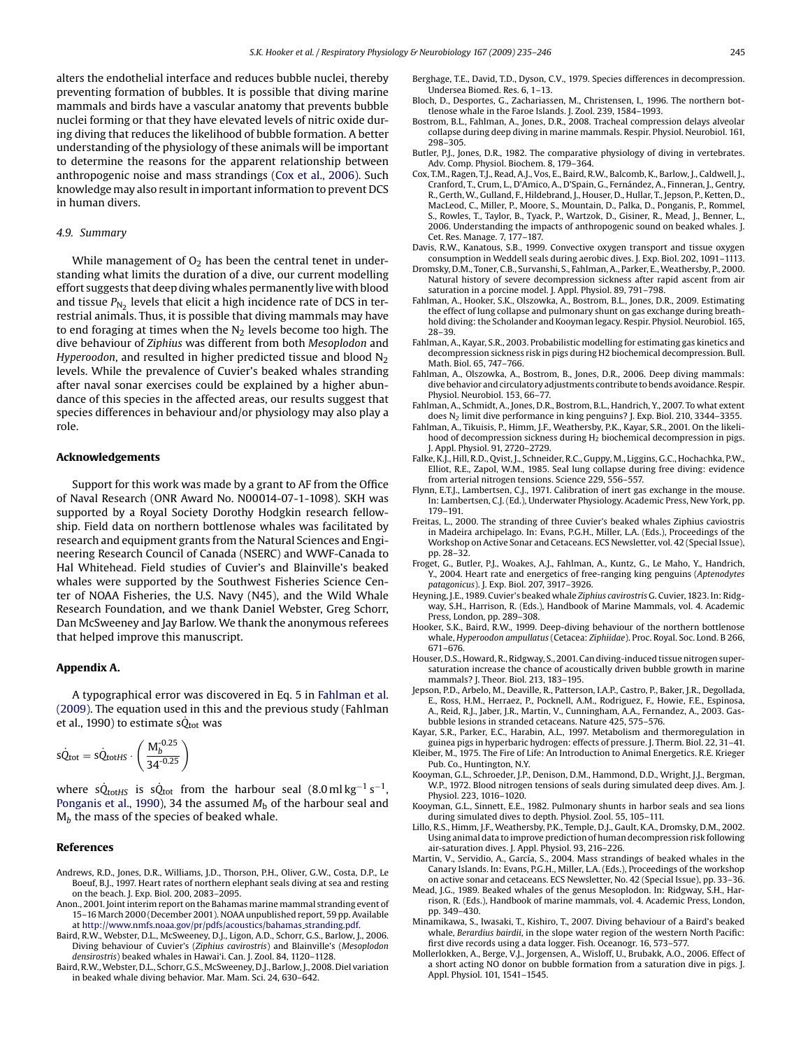alters the endothelial interface and reduces bubble nuclei, thereby preventing formation of bubbles. It is possible that diving marine mammals and birds have a vascular anatomy that prevents bubble nuclei forming or that they have elevated levels of nitric oxide during diving that reduces the likelihood of bubble formation. A better understanding of the physiology of these animals will be important to determine the reasons for the apparent relationship between anthropogenic noise and mass strandings (Cox et al., 2006). Such knowledge may also result in important information to prevent DCS in human divers.

### 4.9. Summary

While management of $O_2$ has been the central tenet in understanding what limits the duration of a dive, our current modelling effort suggests that deep diving whales permanently live with blood and tissue $P_{N_2}$ levels that elicit a high incidence rate of DCS in terrestrial animals. Thus, it is possible that diving mammals may have to end foraging at times when the $N_2$ levels become too high. The dive behaviour of *Ziphius* was different from both *Mesoplodon* and *Hyperoodon*, and resulted in higher predicted tissue and blood $N_2$ levels. While the prevalence of Cuvier's beaked whales stranding after naval sonar exercises could be explained by a higher abundance of this species in the affected areas, our results suggest that species differences in behaviour and/or physiology may also play a role.

## Acknowledgements

Support for this work was made by a grant to AF from the Office of Naval Research (ONR Award No. N00014-07-1-1098). SKH was supported by a Royal Society Dorothy Hodgkin research fellowship. Field data on northern bottlenose whales was facilitated by research and equipment grants from the Natural Sciences and Engineering Research Council of Canada (NSERC) and WWF-Canada to Hal Whitehead. Field studies of Cuvier's and Blainville's beaked whales were supported by the Southwest Fisheries Science Center of NOAA Fisheries, the U.S. Navy (N45), and the Wild Whale Research Foundation, and we thank Daniel Webster, Greg Schorr, Dan McSweeney and Jay Barlow. We thank the anonymous referees that helped improve this manuscript.

## Appendix A.

A typographical error was discovered in Eq. 5 in Fahlman et al. (2009). The equation used in this and the previous study (Fahlman et al., 1990) to estimate $s\dot{Q}_{tot}$ was

$$s\dot{Q}_{tot} = s\dot{Q}_{totHS} \cdot \left( \frac{M_b^{-0.25}}{34^{-0.25}} \right)$$

where $s\dot{Q}_{totHS}$ is $s\dot{Q}_{tot}$ from the harbour seal (8.0 ml kg$^{-1}$ s$^{-1}$, Ponganis et al., 1990), 34 the assumed $M_b$ of the harbour seal and $M_b$ the mass of the species of beaked whale.

## References

Andrews, R.D., Jones, D.R., Williams, J.D., Thorson, P.H., Oliver, G.W., Costa, D.P., Le Boeuf, B.J., 1997. Heart rates of northern elephant seals diving at sea and resting on the beach. J. Exp. Biol. 200, 2083–2095.

Anon., 2001. Joint interim report on the Bahamas marine mammal stranding event of 15–16 March 2000 (December 2001). NOAA unpublished report, 59 pp. Available at http://www.nmfs.noaa.gov/pr/pdfs/acoustics/bahamas_stranding.pdf.

Baird, R.W., Webster, D.L., McSweeney, D.J., Ligon, A.D., Schorr, G.S., Barlow, J., 2006. Diving behaviour of Cuvier's (*Ziphius cavirostris*) and Blainville's (*Mesoplodon densirostris*) beaked whales in Hawai'i. Can. J. Zool. 84, 1120–1128.

Baird, R.W., Webster, D.L., Schorr, G.S., McSweeney, D.J., Barlow, J., 2008. Diel variation in beaked whale diving behavior. Mar. Mam. Sci. 24, 630–642.

Berghage, T.E., David, T.D., Dyson, C.V., 1979. Species differences in decompression. Undersea Biomed. Res. 6, 1–13.

Bloch, D., Desportes, G., Zachariassen, M., Christensen, I., 1996. The northern bottlenose whale in the Faroe Islands. J. Zool. 239, 1584–1993.

Bostrom, B.L., Fahlman, A., Jones, D.R., 2008. Tracheal compression delays alveolar collapse during deep diving in marine mammals. Respir. Physiol. Neurobiol. 161, 298–305.

Butler, P.J., Jones, D.R., 1982. The comparative physiology of diving in vertebrates. Adv. Comp. Physiol. Biochem. 8, 179–364.

Cox, T.M., Ragen, T.J., Read, A.J., Vos, E., Baird, R.W., Balcomb, K., Barlow, J., Caldwell, J., Cranford, T., Crum, L., D'Amico, A., D'Spain, G., Fernández, A., Finneran, J., Gentry, R., Gerth, W., Gulland, F., Hildebrand, J., Houser, D., Hullar, T., Jepson, P., Ketten, D., MacLeod, C., Miller, P., Moore, S., Mountain, D., Palka, D., Ponganis, P., Rommel, S., Rowles, T., Taylor, B., Tyack, P., Wartzok, D., Gisiner, R., Mead, J., Benner, L., 2006. Understanding the impacts of anthropogenic sound on beaked whales. J. Cet. Res. Manage. 7, 177–187.

Davis, R.W., Kanatous, S.B., 1999. Convective oxygen transport and tissue oxygen consumption in Weddell seals during aerobic dives. J. Exp. Biol. 202, 1091–1113.

Dromsky, D.M., Toner, C.B., Survanshi, S., Fahlman, A., Parker, E., Weathersby, P., 2000. Natural history of severe decompression sickness after rapid ascent from air saturation in a porcine model. J. Appl. Physiol. 89, 791–798.

Fahlman, A., Hooker, S.K., Olszowka, A., Bostrom, B.L., Jones, D.R., 2009. Estimating the effect of lung collapse and pulmonary shunt on gas exchange during breath-hold diving: the Scholander and Kooyman legacy. Respir. Physiol. Neurobiol. 165, 28–39.

Fahlman, A., Kayar, S.R., 2003. Probabilistic modelling for estimating gas kinetics and decompression sickness risk in pigs during H2 biochemical decompression. Bull. Math. Biol. 65, 747–766.

Fahlman, A., Olszowka, A., Bostrom, B., Jones, D.R., 2006. Deep diving mammals: dive behavior and circulatory adjustments contribute to bends avoidance. Respir. Physiol. Neurobiol. 153, 66–77.

Fahlman, A., Schmidt, A., Jones, D.R., Bostrom, B.L., Handrich, Y., 2007. To what extent does $N_2$ limit dive performance in king penguins? J. Exp. Biol. 210, 3344–3355.

Fahlman, A., Tikuisis, P., Himm, J.F., Weathersby, P.K., Kayar, S.R., 2001. On the likelihood of decompression sickness during $H_2$ biochemical decompression in pigs. J. Appl. Physiol. 91, 2720–2729.

Falke, K.J., Hill, R.D., Qvist, J., Schneider, R.C., Guppy, M., Liggins, G.C., Hochachka, P.W., Elliot, R.E., Zapol, W.M., 1985. Seal lung collapse during free diving: evidence from arterial nitrogen tensions. Science 229, 556–557.

Flynn, E.T.J., Lambertsen, C.J., 1971. Calibration of inert gas exchange in the mouse. In: Lambertsen, C.J. (Ed.), Underwater Physiology. Academic Press, New York, pp. 179–191.

Freitas, L., 2000. The stranding of three Cuvier's beaked whales Ziphius caviostris in Madeira archipelago. In: Evans, P.G.H., Miller, L.A. (Eds.), Proceedings of the Workshop on Active Sonar and Cetaceans. ECS Newsletter, vol. 42 (Special Issue), pp. 28–32.

Froget, G., Butler, P.J., Woakes, A.J., Fahlman, A., Kuntz, G., Le Maho, Y., Handrich, Y., 2004. Heart rate and energetics of free-ranging king penguins (*Aptenodytes patagonicus*). J. Exp. Biol. 207, 3917–3926.

Heyning, J.E., 1989. Cuvier's beaked whale *Ziphius cavirostris* G. Cuvier, 1823. In: Ridgway, S.H., Harrison, R. (Eds.), Handbook of Marine Mammals, vol. 4. Academic Press, London, pp. 289–308.

Hooker, S.K., Baird, R.W., 1999. Deep-diving behaviour of the northern bottlenose whale, *Hyperoodon ampullatus* (Cetacea: *Ziphiidae*). Proc. Royal. Soc. Lond. B 266, 671–676.

Houser, D.S., Howard, R., Ridgway, S., 2001. Can diving-induced tissue nitrogen supersaturation increase the chance of acoustically driven bubble growth in marine mammals? J. Theor. Biol. 213, 183–195.

Jepson, P.D., Arbelo, M., Deaville, R., Patterson, I.A.P., Castro, P., Baker, J.R., Degollada, E., Ross, H.M., Herraez, P., Pocknell, A.M., Rodriguez, F., Howie, F.E., Espinosa, A., Reid, R.J., Jaber, J.R., Martin, V., Cunningham, A.A., Fernandez, A., 2003. Gas-bubble lesions in stranded cetaceans. Nature 425, 575–576.

Kayar, S.R., Parker, E.C., Harabin, A.L., 1997. Metabolism and thermoregulation in guinea pigs in hyperbaric hydrogen: effects of pressure. J. Therm. Biol. 22, 31–41.

Kleiber, M., 1975. The Fire of Life: An Introduction to Animal Energetics. R.E. Krieger Pub. Co., Huntington, N.Y.

Kooyman, G.L., Schroeder, J.P., Denison, D.M., Hammond, D.D., Wright, J.J., Bergman, W.P., 1972. Blood nitrogen tensions of seals during simulated deep dives. Am. J. Physiol. 223, 1016–1020.

Kooyman, G.L., Sinnett, E.E., 1982. Pulmonary shunts in harbor seals and sea lions during simulated dives to depth. Physiol. Zool. 55, 105–111.

Lillo, R.S., Himm, J.F., Weathersby, P.K., Temple, D.J., Gault, K.A., Dromsky, D.M., 2002. Using animal data to improve prediction of human decompression risk following air-saturation dives. J. Appl. Physiol. 93, 216–226.

Martin, V., Servidio, A., García, S., 2004. Mass strandings of beaked whales in the Canary Islands. In: Evans, P.G.H., Miller, L.A. (Eds.), Proceedings of the workshop on active sonar and cetaceans. ECS Newsletter, No. 42 (Special Issue), pp. 33–36.

Mead, J.G., 1989. Beaked whales of the genus Mesoplodon. In: Ridgway, S.H., Harrison, R. (Eds.), Handbook of marine mammals, vol. 4. Academic Press, London, pp. 349–430.

Minamikawa, S., Iwasaki, T., Kishiro, T., 2007. Diving behaviour of a Baird's beaked whale, *Berardius bairdii*, in the slope water region of the western North Pacific: first dive records using a data logger. Fish. Oceanogr. 16, 573–577.

Mollerlokken, A., Berge, V.J., Jorgensen, A., Wisloff, U., Brubakk, A.O., 2006. Effect of a short acting NO donor on bubble formation from a saturation dive in pigs. J. Appl. Physiol. 101, 1541–1545.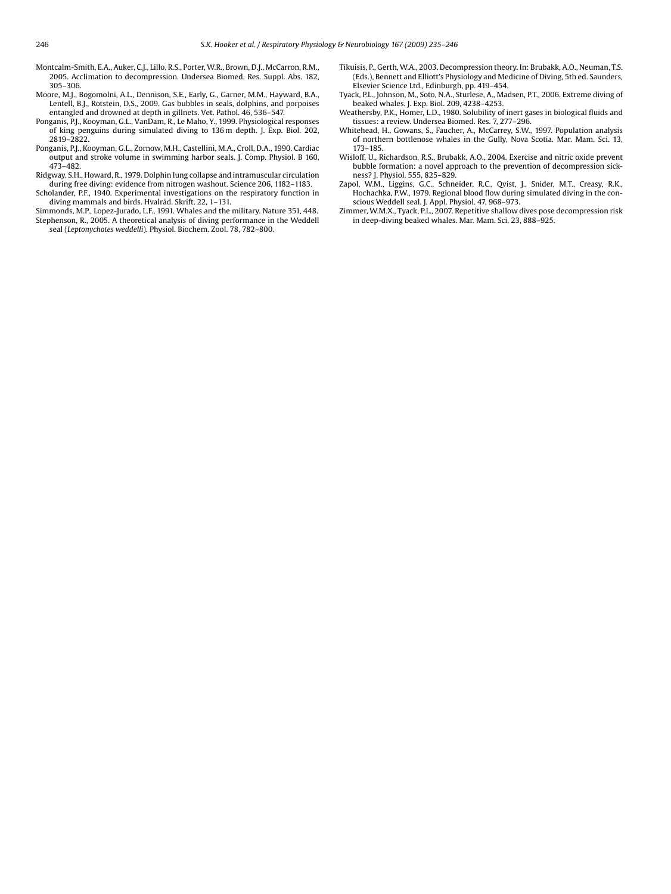Montcalm-Smith, E.A., Auker, C.J., Lillo, R.S., Porter, W.R., Brown, D.J., McCarron, R.M., 2005. Acclimation to decompression. Undersea Biomed. Res. Suppl. Abs. 182, 305–306.

Moore, M.J., Bogomolni, A.L., Dennison, S.E., Early, G., Garner, M.M., Hayward, B.A., Lentell, B.J., Rotstein, D.S., 2009. Gas bubbles in seals, dolphins, and porpoises entangled and drowned at depth in gillnets. Vet. Pathol. 46, 536–547.

Ponganis, P.J., Kooyman, G.L., VanDam, R., Le Maho, Y., 1999. Physiological responses of king penguins during simulated diving to 136 m depth. J. Exp. Biol. 202, 2819–2822.

Ponganis, P.J., Kooyman, G.L., Zornow, M.H., Castellini, M.A., Croll, D.A., 1990. Cardiac output and stroke volume in swimming harbor seals. J. Comp. Physiol. B 160, 473–482.

Ridgway, S.H., Howard, R., 1979. Dolphin lung collapse and intramuscular circulation during free diving: evidence from nitrogen washout. Science 206, 1182–1183.

Scholander, P.F., 1940. Experimental investigations on the respiratory function in diving mammals and birds. Hvalråd. Skrift. 22, 1–131.

Simmonds, M.P., Lopez-Jurado, L.F., 1991. Whales and the military. Nature 351, 448.

Stephenson, R., 2005. A theoretical analysis of diving performance in the Weddell seal (*Leptonychotes weddelli*). Physiol. Biochem. Zool. 78, 782–800.

Tikuisis, P., Gerth, W.A., 2003. Decompression theory. In: Brubakk, A.O., Neuman, T.S. (Eds.), Bennett and Elliott's Physiology and Medicine of Diving, 5th ed. Saunders, Elsevier Science Ltd., Edinburgh, pp. 419–454.

Tyack, P.L., Johnson, M., Soto, N.A., Sturlese, A., Madsen, P.T., 2006. Extreme diving of beaked whales. J. Exp. Biol. 209, 4238–4253.

Weathersby, P.K., Homer, L.D., 1980. Solubility of inert gases in biological fluids and tissues: a review. Undersea Biomed. Res. 7, 277–296.

Whitehead, H., Gowans, S., Faucher, A., McCarrey, S.W., 1997. Population analysis of northern bottlenose whales in the Gully, Nova Scotia. Mar. Mam. Sci. 13, 173–185.

Wisloff, U., Richardson, R.S., Brubakk, A.O., 2004. Exercise and nitric oxide prevent bubble formation: a novel approach to the prevention of decompression sickness? J. Physiol. 555, 825–829.

Zapol, W.M., Liggins, G.C., Schneider, R.C., Qvist, J., Snider, M.T., Creasy, R.K., Hochachka, P.W., 1979. Regional blood flow during simulated diving in the conscious Weddell seal. J. Appl. Physiol. 47, 968–973.

Zimmer, W.M.X., Tyack, P.L., 2007. Repetitive shallow dives pose decompression risk in deep-diving beaked whales. Mar. Mam. Sci. 23, 888–925.